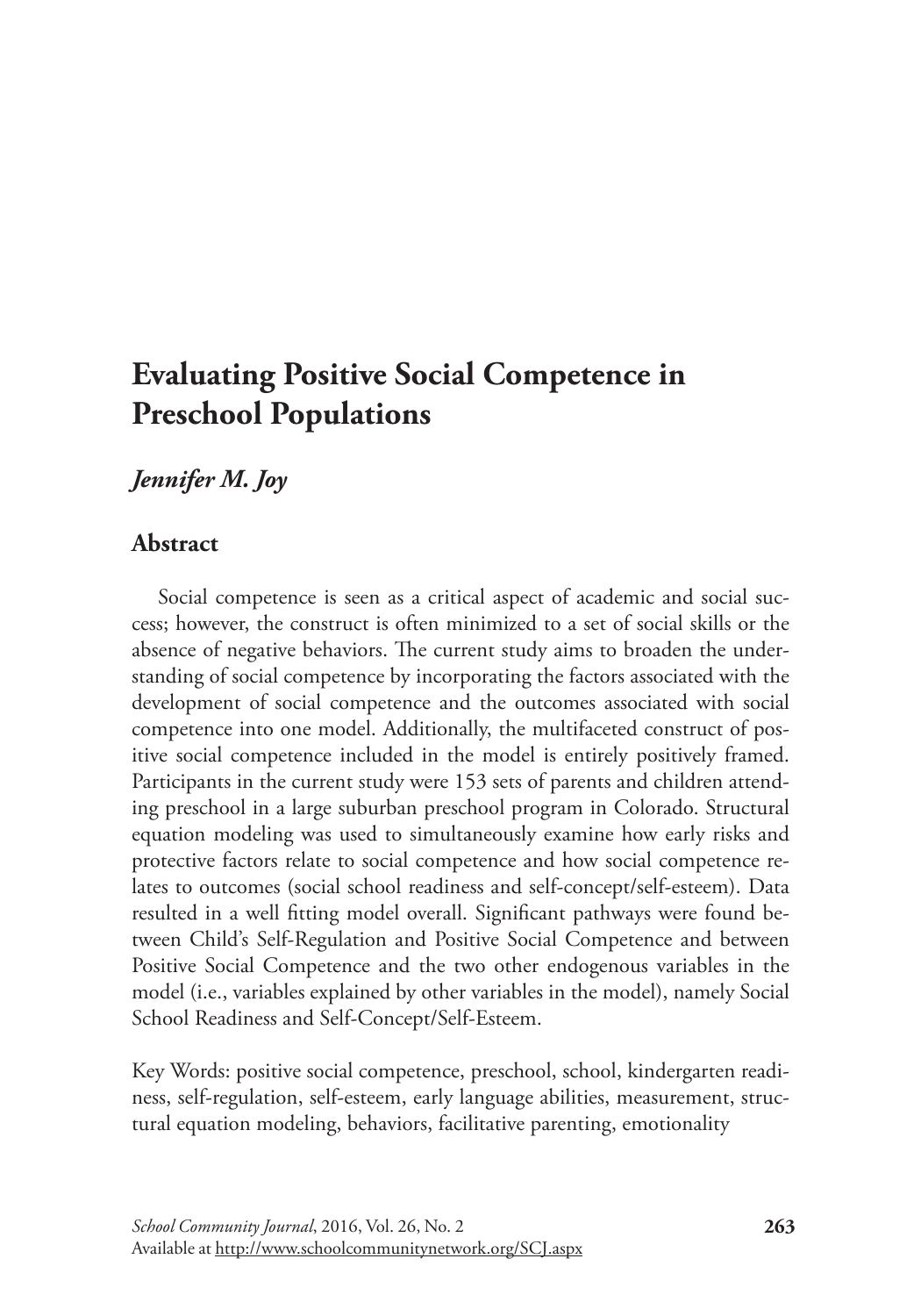# Evaluating Positive Social Competence in Preschool Populations

*Jennifer M. Joy*

## Abstract

Social competence is seen as a critical aspect of academic and social success; however, the construct is often minimized to a set of social skills or the absence of negative behaviors. The current study aims to broaden the understanding of social competence by incorporating the factors associated with the development of social competence and the outcomes associated with social competence into one model. Additionally, the multifaceted construct of positive social competence included in the model is entirely positively framed. Participants in the current study were 153 sets of parents and children attending preschool in a large suburban preschool program in Colorado. Structural equation modeling was used to simultaneously examine how early risks and protective factors relate to social competence and how social competence relates to outcomes (social school readiness and self-concept/self-esteem). Data resulted in a well fitting model overall. Significant pathways were found between Child's Self-Regulation and Positive Social Competence and between Positive Social Competence and the two other endogenous variables in the model (i.e., variables explained by other variables in the model), namely Social School Readiness and Self-Concept/Self-Esteem.

Key Words: positive social competence, preschool, school, kindergarten readiness, self-regulation, self-esteem, early language abilities, measurement, structural equation modeling, behaviors, facilitative parenting, emotionality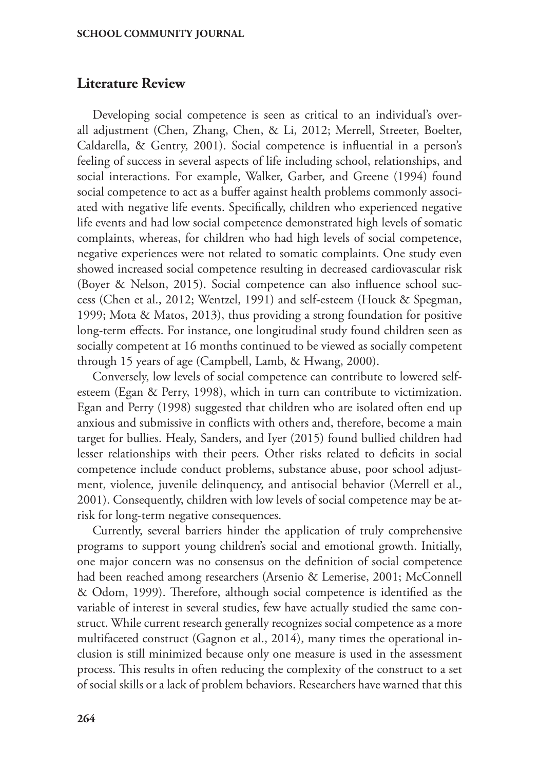## Literature Review

Developing social competence is seen as critical to an individual's overall adjustment (Chen, Zhang, Chen, & Li, 2012; Merrell, Streeter, Boelter, Caldarella, & Gentry, 2001). Social competence is influential in a person's feeling of success in several aspects of life including school, relationships, and social interactions. For example, Walker, Garber, and Greene (1994) found social competence to act as a buffer against health problems commonly associated with negative life events. Specifically, children who experienced negative life events and had low social competence demonstrated high levels of somatic complaints, whereas, for children who had high levels of social competence, negative experiences were not related to somatic complaints. One study even showed increased social competence resulting in decreased cardiovascular risk (Boyer & Nelson, 2015). Social competence can also influence school success (Chen et al., 2012; Wentzel, 1991) and self-esteem (Houck & Spegman, 1999; Mota & Matos, 2013), thus providing a strong foundation for positive long-term effects. For instance, one longitudinal study found children seen as socially competent at 16 months continued to be viewed as socially competent through 15 years of age (Campbell, Lamb, & Hwang, 2000).

Conversely, low levels of social competence can contribute to lowered self-esteem (Egan & Perry, 1998), which in turn can contribute to victimization. Egan and Perry (1998) suggested that children who are isolated often end up anxious and submissive in conflicts with others and, therefore, become a main target for bullies. Healy, Sanders, and Iyer (2015) found bullied children had lesser relationships with their peers. Other risks related to deficits in social competence include conduct problems, substance abuse, poor school adjustment, violence, juvenile delinquency, and antisocial behavior (Merrell et al., 2001). Consequently, children with low levels of social competence may be at-risk for long-term negative consequences.

Currently, several barriers hinder the application of truly comprehensive programs to support young children's social and emotional growth. Initially, one major concern was no consensus on the definition of social competence had been reached among researchers (Arsenio & Lemerise, 2001; McConnell & Odom, 1999). Therefore, although social competence is identified as the variable of interest in several studies, few have actually studied the same construct. While current research generally recognizes social competence as a more multifaceted construct (Gagnon et al., 2014), many times the operational inclusion is still minimized because only one measure is used in the assessment process. This results in often reducing the complexity of the construct to a set of social skills or a lack of problem behaviors. Researchers have warned that this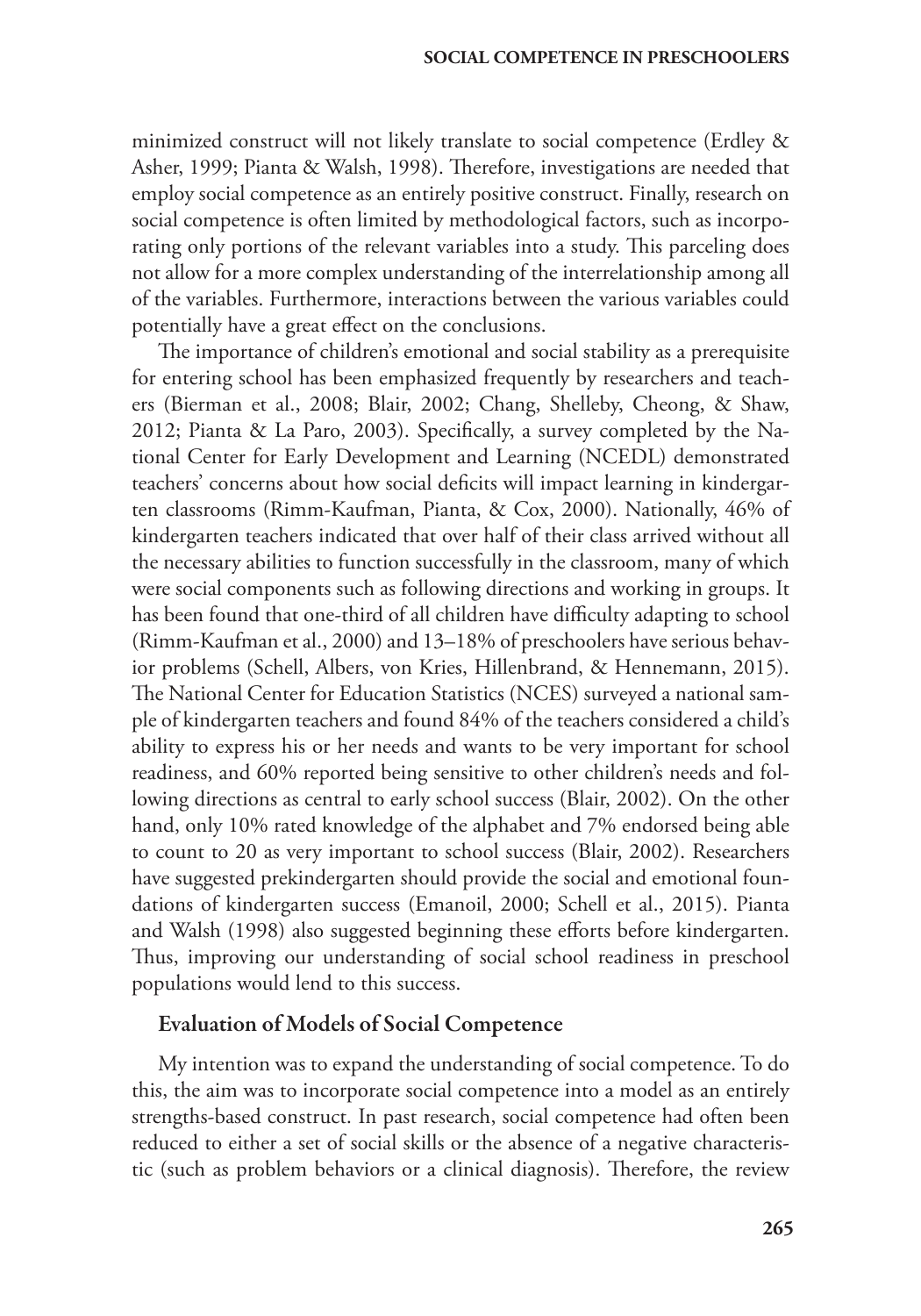minimized construct will not likely translate to social competence (Erdley & Asher, 1999; Pianta & Walsh, 1998). Therefore, investigations are needed that employ social competence as an entirely positive construct. Finally, research on social competence is often limited by methodological factors, such as incorporating only portions of the relevant variables into a study. This parceling does not allow for a more complex understanding of the interrelationship among all of the variables. Furthermore, interactions between the various variables could potentially have a great effect on the conclusions.

The importance of children's emotional and social stability as a prerequisite for entering school has been emphasized frequently by researchers and teachers (Bierman et al., 2008; Blair, 2002; Chang, Shelleby, Cheong, & Shaw, 2012; Pianta & La Paro, 2003). Specifically, a survey completed by the National Center for Early Development and Learning (NCEDL) demonstrated teachers' concerns about how social deficits will impact learning in kindergarten classrooms (Rimm-Kaufman, Pianta, & Cox, 2000). Nationally, 46% of kindergarten teachers indicated that over half of their class arrived without all the necessary abilities to function successfully in the classroom, many of which were social components such as following directions and working in groups. It has been found that one-third of all children have difficulty adapting to school (Rimm-Kaufman et al., 2000) and 13–18% of preschoolers have serious behavior problems (Schell, Albers, von Kries, Hillenbrand, & Hennemann, 2015). The National Center for Education Statistics (NCES) surveyed a national sample of kindergarten teachers and found 84% of the teachers considered a child's ability to express his or her needs and wants to be very important for school readiness, and 60% reported being sensitive to other children's needs and following directions as central to early school success (Blair, 2002). On the other hand, only 10% rated knowledge of the alphabet and 7% endorsed being able to count to 20 as very important to school success (Blair, 2002). Researchers have suggested prekindergarten should provide the social and emotional foundations of kindergarten success (Emanoil, 2000; Schell et al., 2015). Pianta and Walsh (1998) also suggested beginning these efforts before kindergarten. Thus, improving our understanding of social school readiness in preschool populations would lend to this success.

## Evaluation of Models of Social Competence

My intention was to expand the understanding of social competence. To do this, the aim was to incorporate social competence into a model as an entirely strengths-based construct. In past research, social competence had often been reduced to either a set of social skills or the absence of a negative characteristic (such as problem behaviors or a clinical diagnosis). Therefore, the review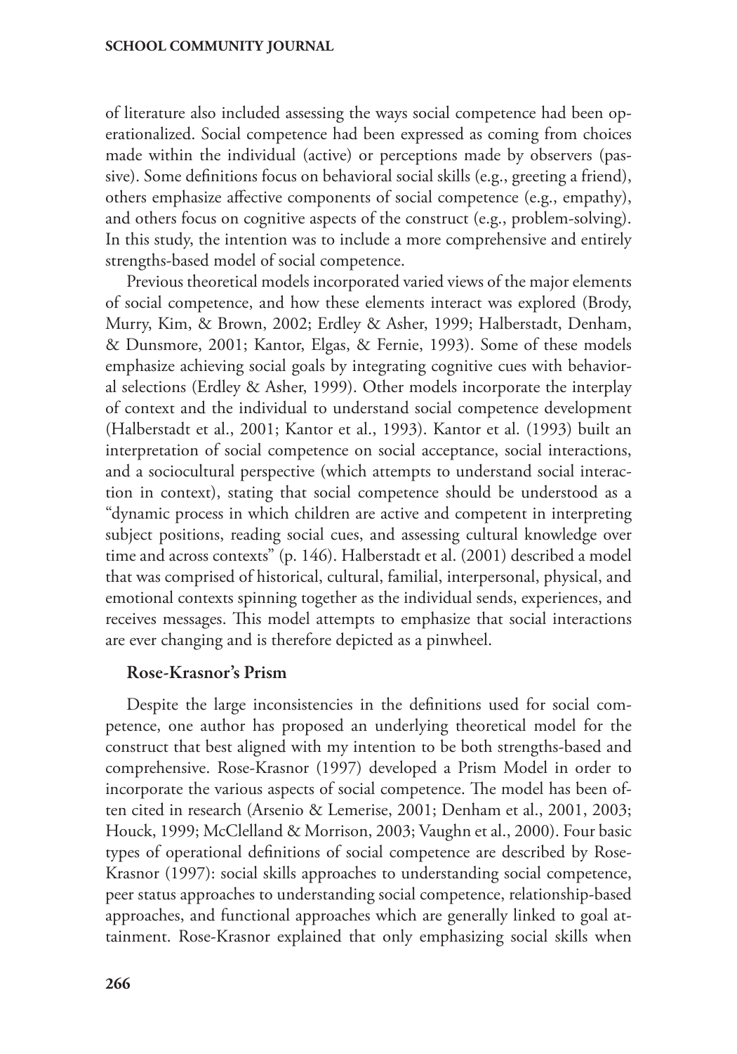of literature also included assessing the ways social competence had been operationalized. Social competence had been expressed as coming from choices made within the individual (active) or perceptions made by observers (passive). Some definitions focus on behavioral social skills (e.g., greeting a friend), others emphasize affective components of social competence (e.g., empathy), and others focus on cognitive aspects of the construct (e.g., problem-solving). In this study, the intention was to include a more comprehensive and entirely strengths-based model of social competence.

Previous theoretical models incorporated varied views of the major elements of social competence, and how these elements interact was explored (Brody, Murry, Kim, & Brown, 2002; Erdley & Asher, 1999; Halberstadt, Denham, & Dunsmore, 2001; Kantor, Elgas, & Fernie, 1993). Some of these models emphasize achieving social goals by integrating cognitive cues with behavioral selections (Erdley & Asher, 1999). Other models incorporate the interplay of context and the individual to understand social competence development (Halberstadt et al., 2001; Kantor et al., 1993). Kantor et al. (1993) built an interpretation of social competence on social acceptance, social interactions, and a sociocultural perspective (which attempts to understand social interaction in context), stating that social competence should be understood as a "dynamic process in which children are active and competent in interpreting subject positions, reading social cues, and assessing cultural knowledge over time and across contexts" (p. 146). Halberstadt et al. (2001) described a model that was comprised of historical, cultural, familial, interpersonal, physical, and emotional contexts spinning together as the individual sends, experiences, and receives messages. This model attempts to emphasize that social interactions are ever changing and is therefore depicted as a pinwheel.

### Rose-Krasnor's Prism

Despite the large inconsistencies in the definitions used for social competence, one author has proposed an underlying theoretical model for the construct that best aligned with my intention to be both strengths-based and comprehensive. Rose-Krasnor (1997) developed a Prism Model in order to incorporate the various aspects of social competence. The model has been often cited in research (Arsenio & Lemerise, 2001; Denham et al., 2001, 2003; Houck, 1999; McClelland & Morrison, 2003; Vaughn et al., 2000). Four basic types of operational definitions of social competence are described by Rose-Krasnor (1997): social skills approaches to understanding social competence, peer status approaches to understanding social competence, relationship-based approaches, and functional approaches which are generally linked to goal attainment. Rose-Krasnor explained that only emphasizing social skills when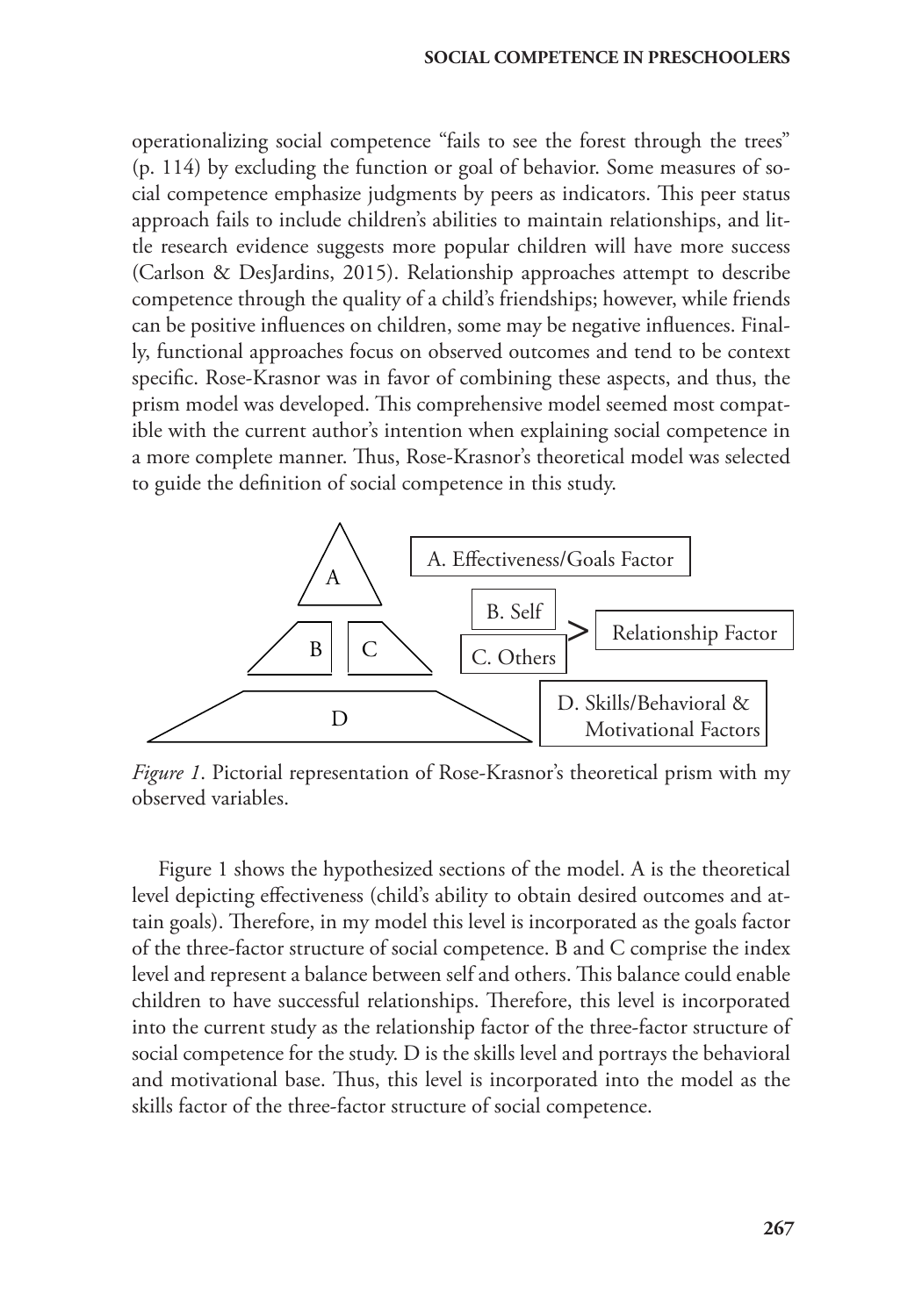operationalizing social competence "fails to see the forest through the trees" (p. 114) by excluding the function or goal of behavior. Some measures of social competence emphasize judgments by peers as indicators. This peer status approach fails to include children's abilities to maintain relationships, and little research evidence suggests more popular children will have more success (Carlson & DesJardins, 2015). Relationship approaches attempt to describe competence through the quality of a child's friendships; however, while friends can be positive influences on children, some may be negative influences. Finally, functional approaches focus on observed outcomes and tend to be context specific. Rose-Krasnor was in favor of combining these aspects, and thus, the prism model was developed. This comprehensive model seemed most compatible with the current author's intention when explaining social competence in a more complete manner. Thus, Rose-Krasnor's theoretical model was selected to guide the definition of social competence in this study.

A — A. Effectiveness/Goals Factor

B | C — B. Self, C. Others > Relationship Factor

D — D. Skills/Behavioral & Motivational Factors

*Figure 1*. Pictorial representation of Rose-Krasnor's theoretical prism with my observed variables.

Figure 1 shows the hypothesized sections of the model. A is the theoretical level depicting effectiveness (child's ability to obtain desired outcomes and attain goals). Therefore, in my model this level is incorporated as the goals factor of the three-factor structure of social competence. B and C comprise the index level and represent a balance between self and others. This balance could enable children to have successful relationships. Therefore, this level is incorporated into the current study as the relationship factor of the three-factor structure of social competence for the study. D is the skills level and portrays the behavioral and motivational base. Thus, this level is incorporated into the model as the skills factor of the three-factor structure of social competence.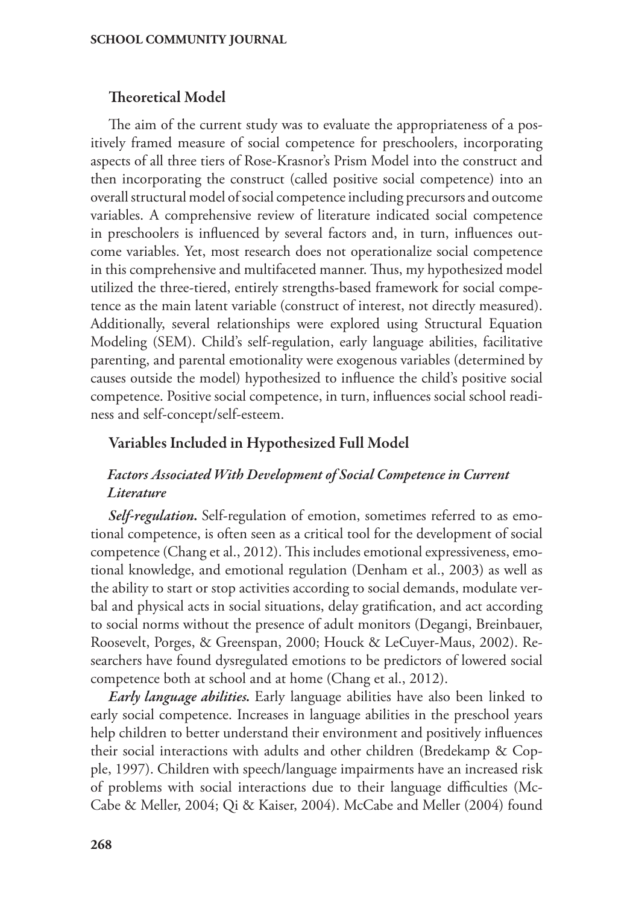## Theoretical Model

The aim of the current study was to evaluate the appropriateness of a positively framed measure of social competence for preschoolers, incorporating aspects of all three tiers of Rose-Krasnor's Prism Model into the construct and then incorporating the construct (called positive social competence) into an overall structural model of social competence including precursors and outcome variables. A comprehensive review of literature indicated social competence in preschoolers is influenced by several factors and, in turn, influences outcome variables. Yet, most research does not operationalize social competence in this comprehensive and multifaceted manner. Thus, my hypothesized model utilized the three-tiered, entirely strengths-based framework for social competence as the main latent variable (construct of interest, not directly measured). Additionally, several relationships were explored using Structural Equation Modeling (SEM). Child's self-regulation, early language abilities, facilitative parenting, and parental emotionality were exogenous variables (determined by causes outside the model) hypothesized to influence the child's positive social competence. Positive social competence, in turn, influences social school readiness and self-concept/self-esteem.

## Variables Included in Hypothesized Full Model

### *Factors Associated With Development of Social Competence in Current Literature*

***Self-regulation.*** Self-regulation of emotion, sometimes referred to as emotional competence, is often seen as a critical tool for the development of social competence (Chang et al., 2012). This includes emotional expressiveness, emotional knowledge, and emotional regulation (Denham et al., 2003) as well as the ability to start or stop activities according to social demands, modulate verbal and physical acts in social situations, delay gratification, and act according to social norms without the presence of adult monitors (Degangi, Breinbauer, Roosevelt, Porges, & Greenspan, 2000; Houck & LeCuyer-Maus, 2002). Researchers have found dysregulated emotions to be predictors of lowered social competence both at school and at home (Chang et al., 2012).

***Early language abilities.*** Early language abilities have also been linked to early social competence. Increases in language abilities in the preschool years help children to better understand their environment and positively influences their social interactions with adults and other children (Bredekamp & Copple, 1997). Children with speech/language impairments have an increased risk of problems with social interactions due to their language difficulties (McCabe & Meller, 2004; Qi & Kaiser, 2004). McCabe and Meller (2004) found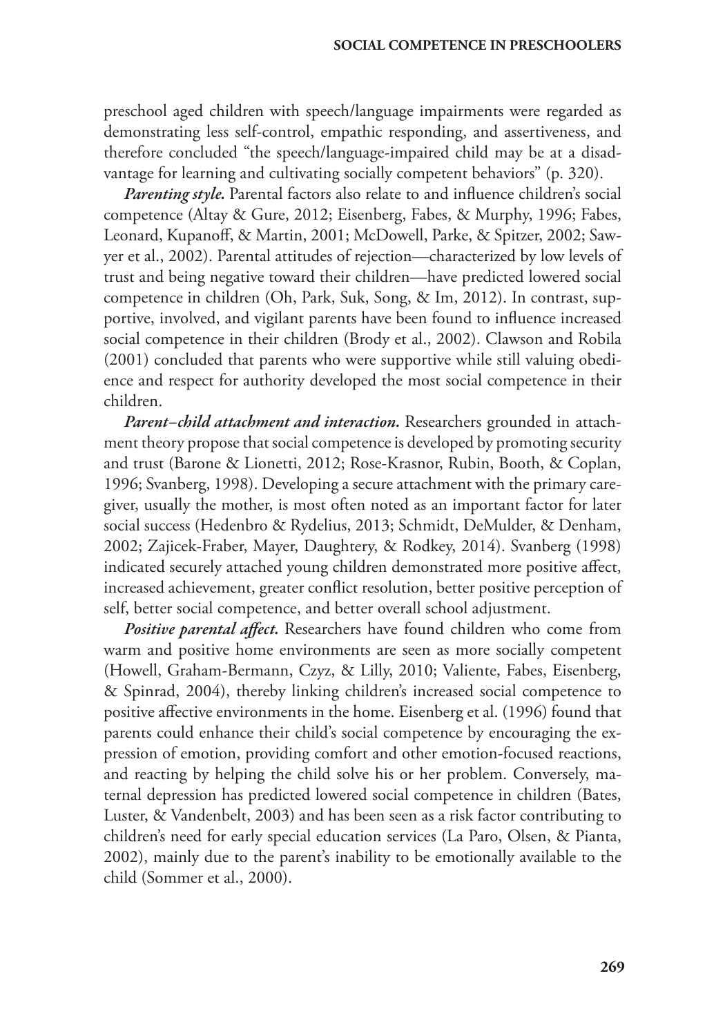preschool aged children with speech/language impairments were regarded as demonstrating less self-control, empathic responding, and assertiveness, and therefore concluded "the speech/language-impaired child may be at a disadvantage for learning and cultivating socially competent behaviors" (p. 320).

***Parenting style.*** Parental factors also relate to and influence children's social competence (Altay & Gure, 2012; Eisenberg, Fabes, & Murphy, 1996; Fabes, Leonard, Kupanoff, & Martin, 2001; McDowell, Parke, & Spitzer, 2002; Sawyer et al., 2002). Parental attitudes of rejection—characterized by low levels of trust and being negative toward their children—have predicted lowered social competence in children (Oh, Park, Suk, Song, & Im, 2012). In contrast, supportive, involved, and vigilant parents have been found to influence increased social competence in their children (Brody et al., 2002). Clawson and Robila (2001) concluded that parents who were supportive while still valuing obedience and respect for authority developed the most social competence in their children.

***Parent–child attachment and interaction.*** Researchers grounded in attachment theory propose that social competence is developed by promoting security and trust (Barone & Lionetti, 2012; Rose-Krasnor, Rubin, Booth, & Coplan, 1996; Svanberg, 1998). Developing a secure attachment with the primary caregiver, usually the mother, is most often noted as an important factor for later social success (Hedenbro & Rydelius, 2013; Schmidt, DeMulder, & Denham, 2002; Zajicek-Fraber, Mayer, Daughtery, & Rodkey, 2014). Svanberg (1998) indicated securely attached young children demonstrated more positive affect, increased achievement, greater conflict resolution, better positive perception of self, better social competence, and better overall school adjustment.

***Positive parental affect.*** Researchers have found children who come from warm and positive home environments are seen as more socially competent (Howell, Graham-Bermann, Czyz, & Lilly, 2010; Valiente, Fabes, Eisenberg, & Spinrad, 2004), thereby linking children's increased social competence to positive affective environments in the home. Eisenberg et al. (1996) found that parents could enhance their child's social competence by encouraging the expression of emotion, providing comfort and other emotion-focused reactions, and reacting by helping the child solve his or her problem. Conversely, maternal depression has predicted lowered social competence in children (Bates, Luster, & Vandenbelt, 2003) and has been seen as a risk factor contributing to children's need for early special education services (La Paro, Olsen, & Pianta, 2002), mainly due to the parent's inability to be emotionally available to the child (Sommer et al., 2000).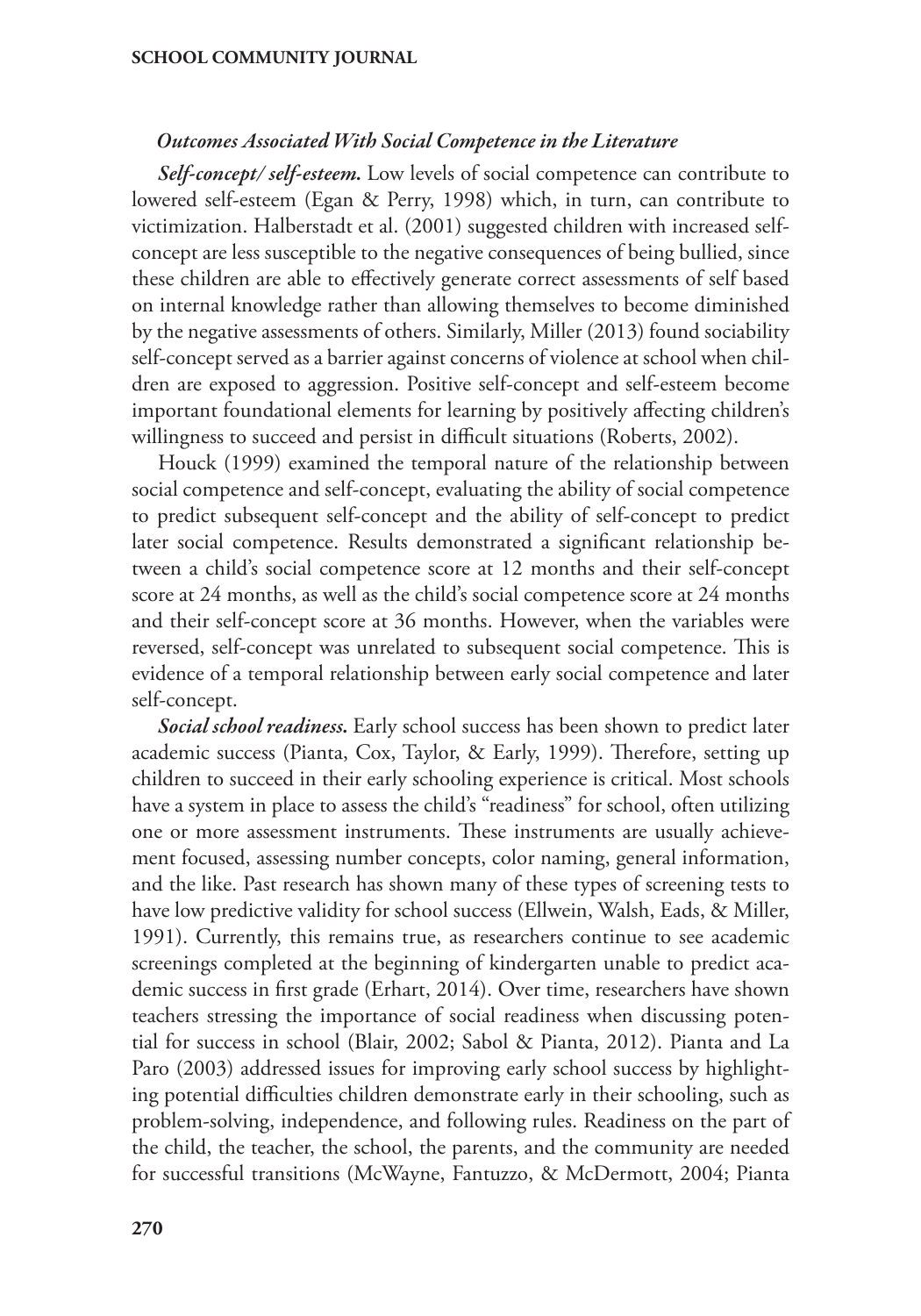### *Outcomes Associated With Social Competence in the Literature*

***Self-concept/ self-esteem.*** Low levels of social competence can contribute to lowered self-esteem (Egan & Perry, 1998) which, in turn, can contribute to victimization. Halberstadt et al. (2001) suggested children with increased self-concept are less susceptible to the negative consequences of being bullied, since these children are able to effectively generate correct assessments of self based on internal knowledge rather than allowing themselves to become diminished by the negative assessments of others. Similarly, Miller (2013) found sociability self-concept served as a barrier against concerns of violence at school when children are exposed to aggression. Positive self-concept and self-esteem become important foundational elements for learning by positively affecting children's willingness to succeed and persist in difficult situations (Roberts, 2002).

Houck (1999) examined the temporal nature of the relationship between social competence and self-concept, evaluating the ability of social competence to predict subsequent self-concept and the ability of self-concept to predict later social competence. Results demonstrated a significant relationship between a child's social competence score at 12 months and their self-concept score at 24 months, as well as the child's social competence score at 24 months and their self-concept score at 36 months. However, when the variables were reversed, self-concept was unrelated to subsequent social competence. This is evidence of a temporal relationship between early social competence and later self-concept.

***Social school readiness.*** Early school success has been shown to predict later academic success (Pianta, Cox, Taylor, & Early, 1999). Therefore, setting up children to succeed in their early schooling experience is critical. Most schools have a system in place to assess the child's "readiness" for school, often utilizing one or more assessment instruments. These instruments are usually achievement focused, assessing number concepts, color naming, general information, and the like. Past research has shown many of these types of screening tests to have low predictive validity for school success (Ellwein, Walsh, Eads, & Miller, 1991). Currently, this remains true, as researchers continue to see academic screenings completed at the beginning of kindergarten unable to predict academic success in first grade (Erhart, 2014). Over time, researchers have shown teachers stressing the importance of social readiness when discussing potential for success in school (Blair, 2002; Sabol & Pianta, 2012). Pianta and La Paro (2003) addressed issues for improving early school success by highlighting potential difficulties children demonstrate early in their schooling, such as problem-solving, independence, and following rules. Readiness on the part of the child, the teacher, the school, the parents, and the community are needed for successful transitions (McWayne, Fantuzzo, & McDermott, 2004; Pianta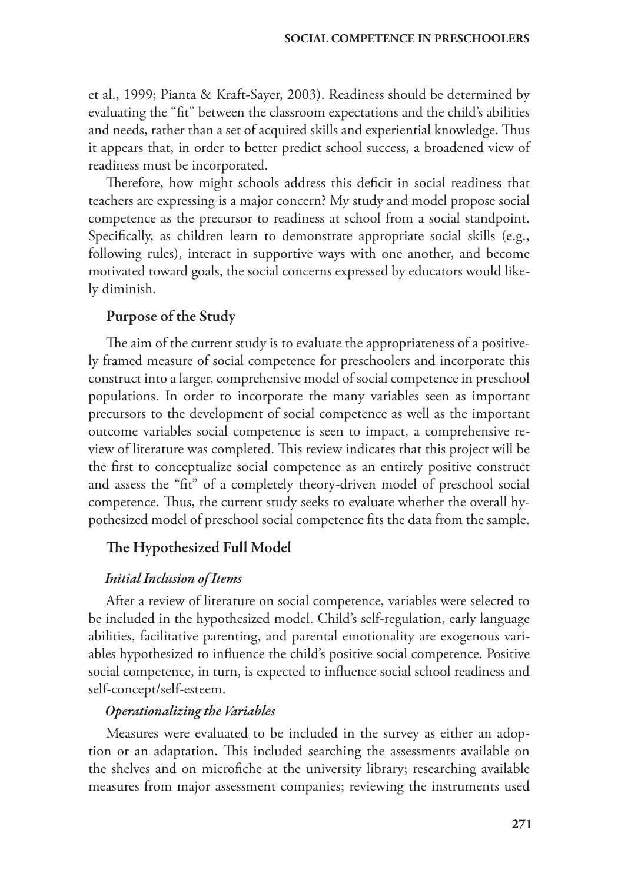et al., 1999; Pianta & Kraft-Sayer, 2003). Readiness should be determined by evaluating the "fit" between the classroom expectations and the child's abilities and needs, rather than a set of acquired skills and experiential knowledge. Thus it appears that, in order to better predict school success, a broadened view of readiness must be incorporated.

Therefore, how might schools address this deficit in social readiness that teachers are expressing is a major concern? My study and model propose social competence as the precursor to readiness at school from a social standpoint. Specifically, as children learn to demonstrate appropriate social skills (e.g., following rules), interact in supportive ways with one another, and become motivated toward goals, the social concerns expressed by educators would likely diminish.

## Purpose of the Study

The aim of the current study is to evaluate the appropriateness of a positively framed measure of social competence for preschoolers and incorporate this construct into a larger, comprehensive model of social competence in preschool populations. In order to incorporate the many variables seen as important precursors to the development of social competence as well as the important outcome variables social competence is seen to impact, a comprehensive review of literature was completed. This review indicates that this project will be the first to conceptualize social competence as an entirely positive construct and assess the "fit" of a completely theory-driven model of preschool social competence. Thus, the current study seeks to evaluate whether the overall hypothesized model of preschool social competence fits the data from the sample.

## The Hypothesized Full Model

### *Initial Inclusion of Items*

After a review of literature on social competence, variables were selected to be included in the hypothesized model. Child's self-regulation, early language abilities, facilitative parenting, and parental emotionality are exogenous variables hypothesized to influence the child's positive social competence. Positive social competence, in turn, is expected to influence social school readiness and self-concept/self-esteem.

### *Operationalizing the Variables*

Measures were evaluated to be included in the survey as either an adoption or an adaptation. This included searching the assessments available on the shelves and on microfiche at the university library; researching available measures from major assessment companies; reviewing the instruments used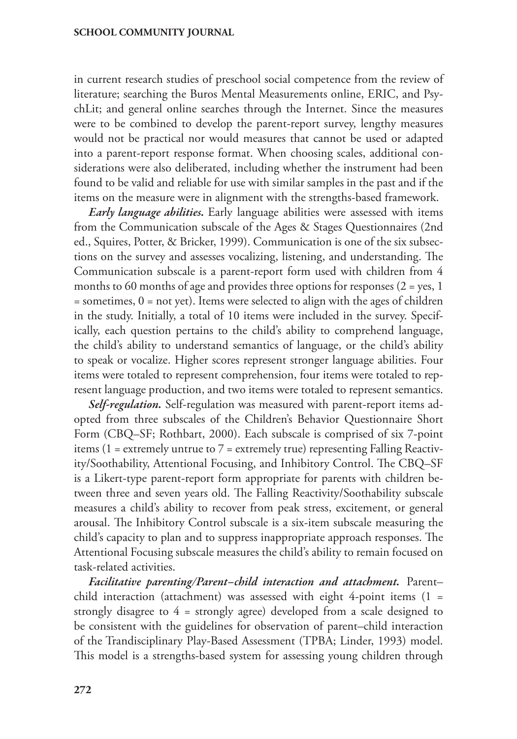in current research studies of preschool social competence from the review of literature; searching the Buros Mental Measurements online, ERIC, and PsychLit; and general online searches through the Internet. Since the measures were to be combined to develop the parent-report survey, lengthy measures would not be practical nor would measures that cannot be used or adapted into a parent-report response format. When choosing scales, additional considerations were also deliberated, including whether the instrument had been found to be valid and reliable for use with similar samples in the past and if the items on the measure were in alignment with the strengths-based framework.

***Early language abilities.*** Early language abilities were assessed with items from the Communication subscale of the Ages & Stages Questionnaires (2nd ed., Squires, Potter, & Bricker, 1999). Communication is one of the six subsections on the survey and assesses vocalizing, listening, and understanding. The Communication subscale is a parent-report form used with children from 4 months to 60 months of age and provides three options for responses (2 = yes, 1 = sometimes, 0 = not yet). Items were selected to align with the ages of children in the study. Initially, a total of 10 items were included in the survey. Specifically, each question pertains to the child's ability to comprehend language, the child's ability to understand semantics of language, or the child's ability to speak or vocalize. Higher scores represent stronger language abilities. Four items were totaled to represent comprehension, four items were totaled to represent language production, and two items were totaled to represent semantics.

***Self-regulation.*** Self-regulation was measured with parent-report items adopted from three subscales of the Children's Behavior Questionnaire Short Form (CBQ–SF; Rothbart, 2000). Each subscale is comprised of six 7-point items (1 = extremely untrue to 7 = extremely true) representing Falling Reactivity/Soothability, Attentional Focusing, and Inhibitory Control. The CBQ–SF is a Likert-type parent-report form appropriate for parents with children between three and seven years old. The Falling Reactivity/Soothability subscale measures a child's ability to recover from peak stress, excitement, or general arousal. The Inhibitory Control subscale is a six-item subscale measuring the child's capacity to plan and to suppress inappropriate approach responses. The Attentional Focusing subscale measures the child's ability to remain focused on task-related activities.

***Facilitative parenting/Parent–child interaction and attachment.*** Parent–child interaction (attachment) was assessed with eight 4-point items (1 = strongly disagree to 4 = strongly agree) developed from a scale designed to be consistent with the guidelines for observation of parent–child interaction of the Trandisciplinary Play-Based Assessment (TPBA; Linder, 1993) model. This model is a strengths-based system for assessing young children through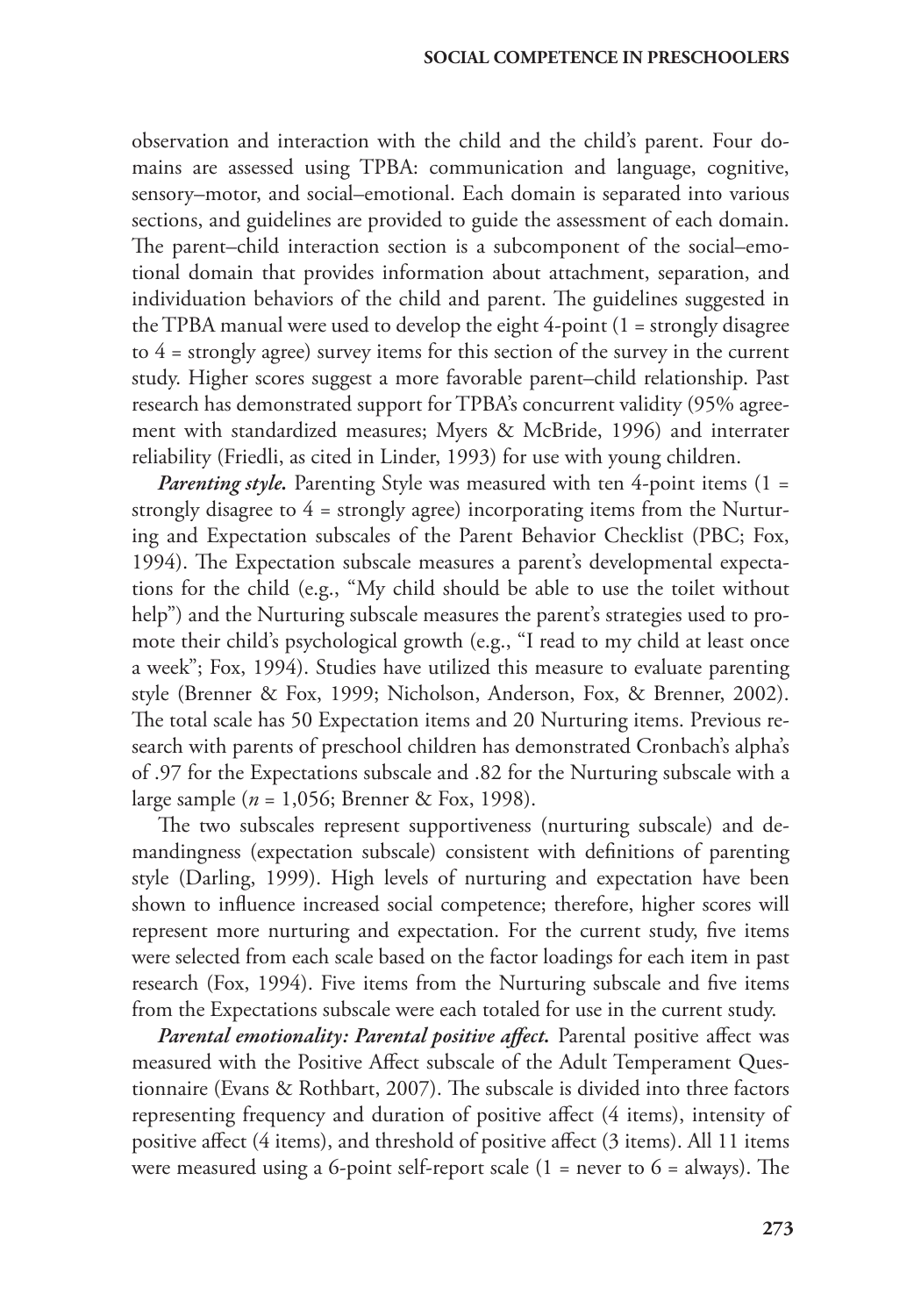observation and interaction with the child and the child's parent. Four domains are assessed using TPBA: communication and language, cognitive, sensory–motor, and social–emotional. Each domain is separated into various sections, and guidelines are provided to guide the assessment of each domain. The parent–child interaction section is a subcomponent of the social–emotional domain that provides information about attachment, separation, and individuation behaviors of the child and parent. The guidelines suggested in the TPBA manual were used to develop the eight 4-point (1 = strongly disagree to 4 = strongly agree) survey items for this section of the survey in the current study. Higher scores suggest a more favorable parent–child relationship. Past research has demonstrated support for TPBA's concurrent validity (95% agreement with standardized measures; Myers & McBride, 1996) and interrater reliability (Friedli, as cited in Linder, 1993) for use with young children.

***Parenting style.*** Parenting Style was measured with ten 4-point items (1 = strongly disagree to 4 = strongly agree) incorporating items from the Nurturing and Expectation subscales of the Parent Behavior Checklist (PBC; Fox, 1994). The Expectation subscale measures a parent's developmental expectations for the child (e.g., "My child should be able to use the toilet without help") and the Nurturing subscale measures the parent's strategies used to promote their child's psychological growth (e.g., "I read to my child at least once a week"; Fox, 1994). Studies have utilized this measure to evaluate parenting style (Brenner & Fox, 1999; Nicholson, Anderson, Fox, & Brenner, 2002). The total scale has 50 Expectation items and 20 Nurturing items. Previous research with parents of preschool children has demonstrated Cronbach's alpha's of .97 for the Expectations subscale and .82 for the Nurturing subscale with a large sample (*n* = 1,056; Brenner & Fox, 1998).

The two subscales represent supportiveness (nurturing subscale) and demandingness (expectation subscale) consistent with definitions of parenting style (Darling, 1999). High levels of nurturing and expectation have been shown to influence increased social competence; therefore, higher scores will represent more nurturing and expectation. For the current study, five items were selected from each scale based on the factor loadings for each item in past research (Fox, 1994). Five items from the Nurturing subscale and five items from the Expectations subscale were each totaled for use in the current study.

***Parental emotionality: Parental positive affect.*** Parental positive affect was measured with the Positive Affect subscale of the Adult Temperament Questionnaire (Evans & Rothbart, 2007). The subscale is divided into three factors representing frequency and duration of positive affect (4 items), intensity of positive affect (4 items), and threshold of positive affect (3 items). All 11 items were measured using a 6-point self-report scale (1 = never to 6 = always). The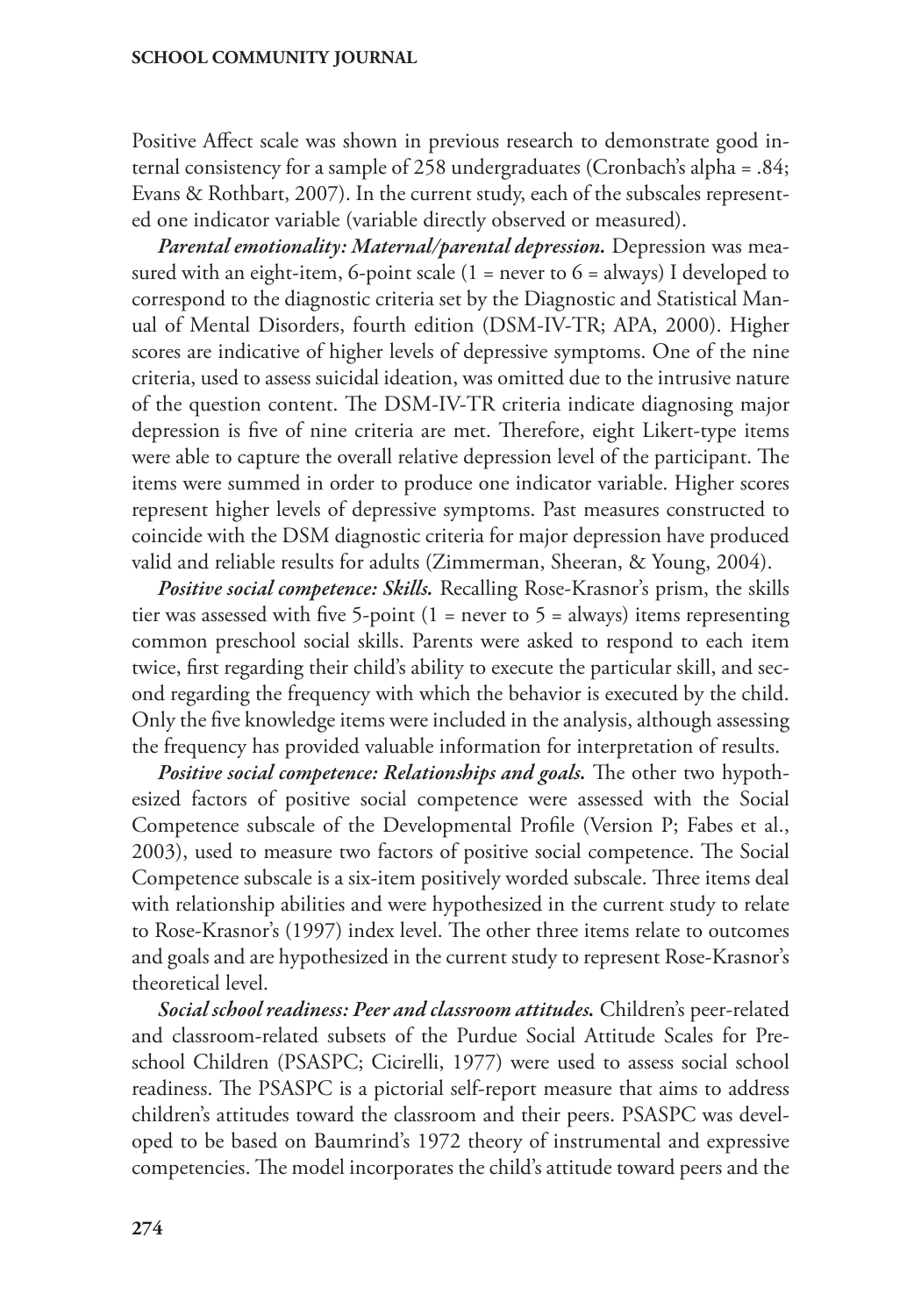Positive Affect scale was shown in previous research to demonstrate good internal consistency for a sample of 258 undergraduates (Cronbach's alpha = .84; Evans & Rothbart, 2007). In the current study, each of the subscales represented one indicator variable (variable directly observed or measured).

***Parental emotionality: Maternal/parental depression.*** Depression was measured with an eight-item, 6-point scale (1 = never to 6 = always) I developed to correspond to the diagnostic criteria set by the Diagnostic and Statistical Manual of Mental Disorders, fourth edition (DSM-IV-TR; APA, 2000). Higher scores are indicative of higher levels of depressive symptoms. One of the nine criteria, used to assess suicidal ideation, was omitted due to the intrusive nature of the question content. The DSM-IV-TR criteria indicate diagnosing major depression is five of nine criteria are met. Therefore, eight Likert-type items were able to capture the overall relative depression level of the participant. The items were summed in order to produce one indicator variable. Higher scores represent higher levels of depressive symptoms. Past measures constructed to coincide with the DSM diagnostic criteria for major depression have produced valid and reliable results for adults (Zimmerman, Sheeran, & Young, 2004).

***Positive social competence: Skills.*** Recalling Rose-Krasnor's prism, the skills tier was assessed with five 5-point (1 = never to 5 = always) items representing common preschool social skills. Parents were asked to respond to each item twice, first regarding their child's ability to execute the particular skill, and second regarding the frequency with which the behavior is executed by the child. Only the five knowledge items were included in the analysis, although assessing the frequency has provided valuable information for interpretation of results.

***Positive social competence: Relationships and goals.*** The other two hypothesized factors of positive social competence were assessed with the Social Competence subscale of the Developmental Profile (Version P; Fabes et al., 2003), used to measure two factors of positive social competence. The Social Competence subscale is a six-item positively worded subscale. Three items deal with relationship abilities and were hypothesized in the current study to relate to Rose-Krasnor's (1997) index level. The other three items relate to outcomes and goals and are hypothesized in the current study to represent Rose-Krasnor's theoretical level.

***Social school readiness: Peer and classroom attitudes.*** Children's peer-related and classroom-related subsets of the Purdue Social Attitude Scales for Preschool Children (PSASPC; Cicirelli, 1977) were used to assess social school readiness. The PSASPC is a pictorial self-report measure that aims to address children's attitudes toward the classroom and their peers. PSASPC was developed to be based on Baumrind's 1972 theory of instrumental and expressive competencies. The model incorporates the child's attitude toward peers and the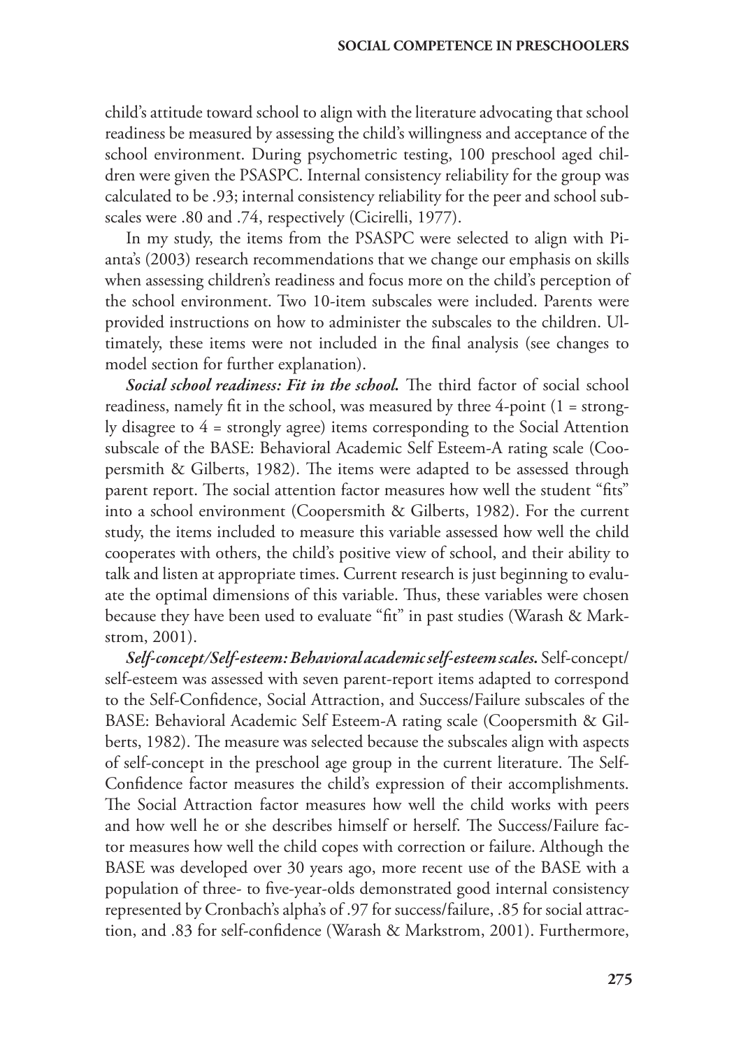child's attitude toward school to align with the literature advocating that school readiness be measured by assessing the child's willingness and acceptance of the school environment. During psychometric testing, 100 preschool aged children were given the PSASPC. Internal consistency reliability for the group was calculated to be .93; internal consistency reliability for the peer and school subscales were .80 and .74, respectively (Cicirelli, 1977).

In my study, the items from the PSASPC were selected to align with Pianta's (2003) research recommendations that we change our emphasis on skills when assessing children's readiness and focus more on the child's perception of the school environment. Two 10-item subscales were included. Parents were provided instructions on how to administer the subscales to the children. Ultimately, these items were not included in the final analysis (see changes to model section for further explanation).

***Social school readiness: Fit in the school.*** The third factor of social school readiness, namely fit in the school, was measured by three 4-point (1 = strongly disagree to 4 = strongly agree) items corresponding to the Social Attention subscale of the BASE: Behavioral Academic Self Esteem-A rating scale (Coopersmith & Gilberts, 1982). The items were adapted to be assessed through parent report. The social attention factor measures how well the student "fits" into a school environment (Coopersmith & Gilberts, 1982). For the current study, the items included to measure this variable assessed how well the child cooperates with others, the child's positive view of school, and their ability to talk and listen at appropriate times. Current research is just beginning to evaluate the optimal dimensions of this variable. Thus, these variables were chosen because they have been used to evaluate "fit" in past studies (Warash & Markstrom, 2001).

***Self-concept/Self-esteem: Behavioral academic self-esteem scales.*** Self-concept/self-esteem was assessed with seven parent-report items adapted to correspond to the Self-Confidence, Social Attraction, and Success/Failure subscales of the BASE: Behavioral Academic Self Esteem-A rating scale (Coopersmith & Gilberts, 1982). The measure was selected because the subscales align with aspects of self-concept in the preschool age group in the current literature. The Self-Confidence factor measures the child's expression of their accomplishments. The Social Attraction factor measures how well the child works with peers and how well he or she describes himself or herself. The Success/Failure factor measures how well the child copes with correction or failure. Although the BASE was developed over 30 years ago, more recent use of the BASE with a population of three- to five-year-olds demonstrated good internal consistency represented by Cronbach's alpha's of .97 for success/failure, .85 for social attraction, and .83 for self-confidence (Warash & Markstrom, 2001). Furthermore,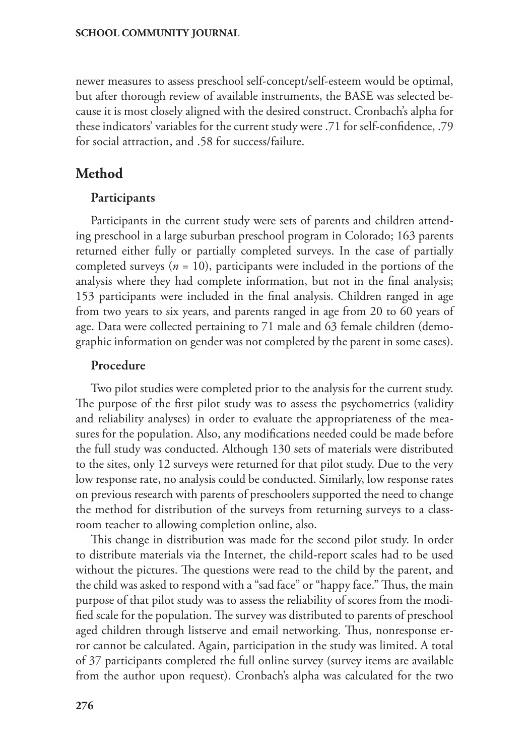newer measures to assess preschool self-concept/self-esteem would be optimal, but after thorough review of available instruments, the BASE was selected because it is most closely aligned with the desired construct. Cronbach's alpha for these indicators' variables for the current study were .71 for self-confidence, .79 for social attraction, and .58 for success/failure.

## Method

### Participants

Participants in the current study were sets of parents and children attending preschool in a large suburban preschool program in Colorado; 163 parents returned either fully or partially completed surveys. In the case of partially completed surveys ($n = 10$), participants were included in the portions of the analysis where they had complete information, but not in the final analysis; 153 participants were included in the final analysis. Children ranged in age from two years to six years, and parents ranged in age from 20 to 60 years of age. Data were collected pertaining to 71 male and 63 female children (demographic information on gender was not completed by the parent in some cases).

### Procedure

Two pilot studies were completed prior to the analysis for the current study. The purpose of the first pilot study was to assess the psychometrics (validity and reliability analyses) in order to evaluate the appropriateness of the measures for the population. Also, any modifications needed could be made before the full study was conducted. Although 130 sets of materials were distributed to the sites, only 12 surveys were returned for that pilot study. Due to the very low response rate, no analysis could be conducted. Similarly, low response rates on previous research with parents of preschoolers supported the need to change the method for distribution of the surveys from returning surveys to a classroom teacher to allowing completion online, also.

This change in distribution was made for the second pilot study. In order to distribute materials via the Internet, the child-report scales had to be used without the pictures. The questions were read to the child by the parent, and the child was asked to respond with a "sad face" or "happy face." Thus, the main purpose of that pilot study was to assess the reliability of scores from the modified scale for the population. The survey was distributed to parents of preschool aged children through listserve and email networking. Thus, nonresponse error cannot be calculated. Again, participation in the study was limited. A total of 37 participants completed the full online survey (survey items are available from the author upon request). Cronbach's alpha was calculated for the two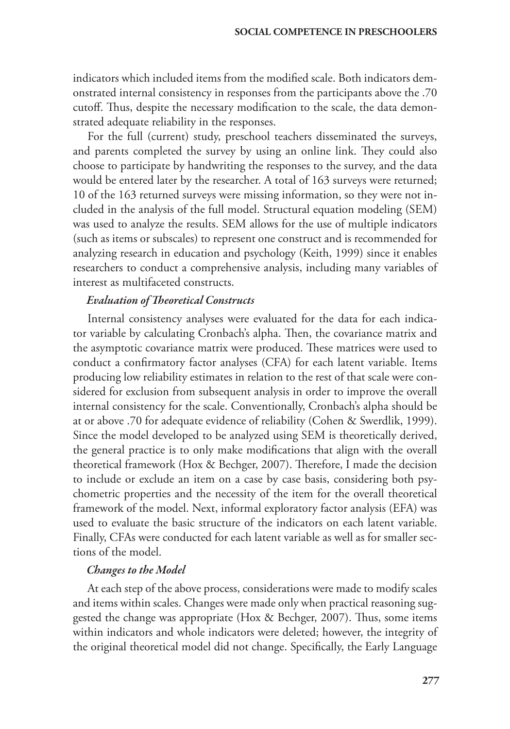indicators which included items from the modified scale. Both indicators demonstrated internal consistency in responses from the participants above the .70 cutoff. Thus, despite the necessary modification to the scale, the data demonstrated adequate reliability in the responses.

For the full (current) study, preschool teachers disseminated the surveys, and parents completed the survey by using an online link. They could also choose to participate by handwriting the responses to the survey, and the data would be entered later by the researcher. A total of 163 surveys were returned; 10 of the 163 returned surveys were missing information, so they were not included in the analysis of the full model. Structural equation modeling (SEM) was used to analyze the results. SEM allows for the use of multiple indicators (such as items or subscales) to represent one construct and is recommended for analyzing research in education and psychology (Keith, 1999) since it enables researchers to conduct a comprehensive analysis, including many variables of interest as multifaceted constructs.

#### *Evaluation of Theoretical Constructs*

Internal consistency analyses were evaluated for the data for each indicator variable by calculating Cronbach's alpha. Then, the covariance matrix and the asymptotic covariance matrix were produced. These matrices were used to conduct a confirmatory factor analyses (CFA) for each latent variable. Items producing low reliability estimates in relation to the rest of that scale were considered for exclusion from subsequent analysis in order to improve the overall internal consistency for the scale. Conventionally, Cronbach's alpha should be at or above .70 for adequate evidence of reliability (Cohen & Swerdlik, 1999). Since the model developed to be analyzed using SEM is theoretically derived, the general practice is to only make modifications that align with the overall theoretical framework (Hox & Bechger, 2007). Therefore, I made the decision to include or exclude an item on a case by case basis, considering both psychometric properties and the necessity of the item for the overall theoretical framework of the model. Next, informal exploratory factor analysis (EFA) was used to evaluate the basic structure of the indicators on each latent variable. Finally, CFAs were conducted for each latent variable as well as for smaller sections of the model.

#### *Changes to the Model*

At each step of the above process, considerations were made to modify scales and items within scales. Changes were made only when practical reasoning suggested the change was appropriate (Hox & Bechger, 2007). Thus, some items within indicators and whole indicators were deleted; however, the integrity of the original theoretical model did not change. Specifically, the Early Language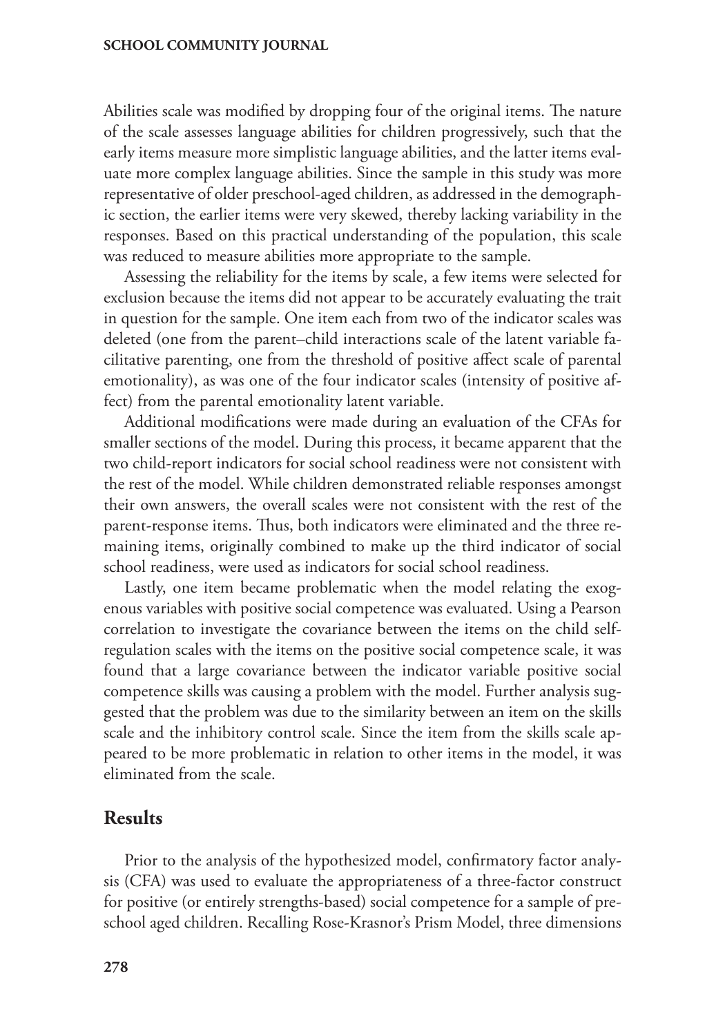Abilities scale was modified by dropping four of the original items. The nature of the scale assesses language abilities for children progressively, such that the early items measure more simplistic language abilities, and the latter items evaluate more complex language abilities. Since the sample in this study was more representative of older preschool-aged children, as addressed in the demographic section, the earlier items were very skewed, thereby lacking variability in the responses. Based on this practical understanding of the population, this scale was reduced to measure abilities more appropriate to the sample.

Assessing the reliability for the items by scale, a few items were selected for exclusion because the items did not appear to be accurately evaluating the trait in question for the sample. One item each from two of the indicator scales was deleted (one from the parent–child interactions scale of the latent variable facilitative parenting, one from the threshold of positive affect scale of parental emotionality), as was one of the four indicator scales (intensity of positive affect) from the parental emotionality latent variable.

Additional modifications were made during an evaluation of the CFAs for smaller sections of the model. During this process, it became apparent that the two child-report indicators for social school readiness were not consistent with the rest of the model. While children demonstrated reliable responses amongst their own answers, the overall scales were not consistent with the rest of the parent-response items. Thus, both indicators were eliminated and the three remaining items, originally combined to make up the third indicator of social school readiness, were used as indicators for social school readiness.

Lastly, one item became problematic when the model relating the exogenous variables with positive social competence was evaluated. Using a Pearson correlation to investigate the covariance between the items on the child self-regulation scales with the items on the positive social competence scale, it was found that a large covariance between the indicator variable positive social competence skills was causing a problem with the model. Further analysis suggested that the problem was due to the similarity between an item on the skills scale and the inhibitory control scale. Since the item from the skills scale appeared to be more problematic in relation to other items in the model, it was eliminated from the scale.

## Results

Prior to the analysis of the hypothesized model, confirmatory factor analysis (CFA) was used to evaluate the appropriateness of a three-factor construct for positive (or entirely strengths-based) social competence for a sample of preschool aged children. Recalling Rose-Krasnor's Prism Model, three dimensions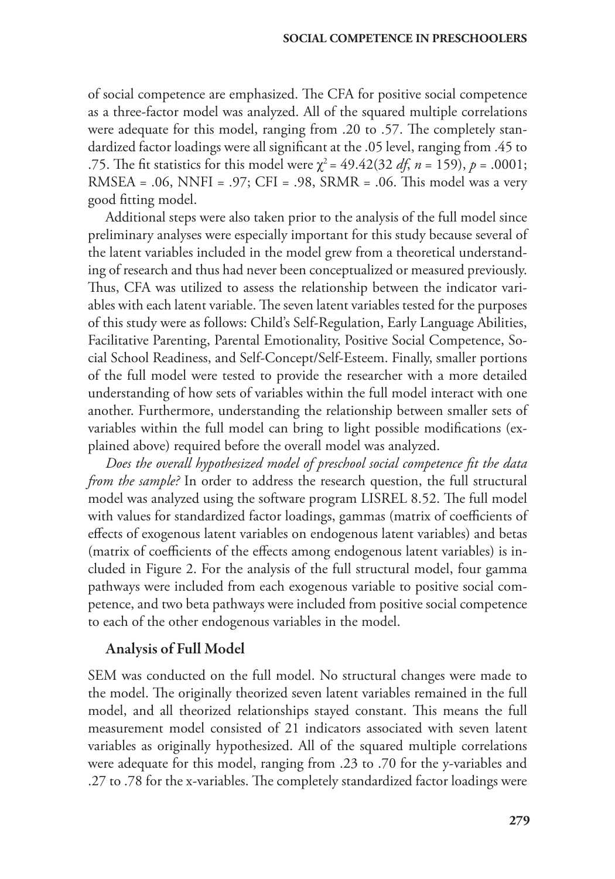of social competence are emphasized. The CFA for positive social competence as a three-factor model was analyzed. All of the squared multiple correlations were adequate for this model, ranging from .20 to .57. The completely standardized factor loadings were all significant at the .05 level, ranging from .45 to .75. The fit statistics for this model were $\chi^2$ = 49.42(32 *df*, *n* = 159), *p* = .0001; RMSEA = .06, NNFI = .97; CFI = .98, SRMR = .06. This model was a very good fitting model.

Additional steps were also taken prior to the analysis of the full model since preliminary analyses were especially important for this study because several of the latent variables included in the model grew from a theoretical understanding of research and thus had never been conceptualized or measured previously. Thus, CFA was utilized to assess the relationship between the indicator variables with each latent variable. The seven latent variables tested for the purposes of this study were as follows: Child's Self-Regulation, Early Language Abilities, Facilitative Parenting, Parental Emotionality, Positive Social Competence, Social School Readiness, and Self-Concept/Self-Esteem. Finally, smaller portions of the full model were tested to provide the researcher with a more detailed understanding of how sets of variables within the full model interact with one another. Furthermore, understanding the relationship between smaller sets of variables within the full model can bring to light possible modifications (explained above) required before the overall model was analyzed.

*Does the overall hypothesized model of preschool social competence fit the data from the sample?* In order to address the research question, the full structural model was analyzed using the software program LISREL 8.52. The full model with values for standardized factor loadings, gammas (matrix of coefficients of effects of exogenous latent variables on endogenous latent variables) and betas (matrix of coefficients of the effects among endogenous latent variables) is included in Figure 2. For the analysis of the full structural model, four gamma pathways were included from each exogenous variable to positive social competence, and two beta pathways were included from positive social competence to each of the other endogenous variables in the model.

## Analysis of Full Model

SEM was conducted on the full model. No structural changes were made to the model. The originally theorized seven latent variables remained in the full model, and all theorized relationships stayed constant. This means the full measurement model consisted of 21 indicators associated with seven latent variables as originally hypothesized. All of the squared multiple correlations were adequate for this model, ranging from .23 to .70 for the y-variables and .27 to .78 for the x-variables. The completely standardized factor loadings were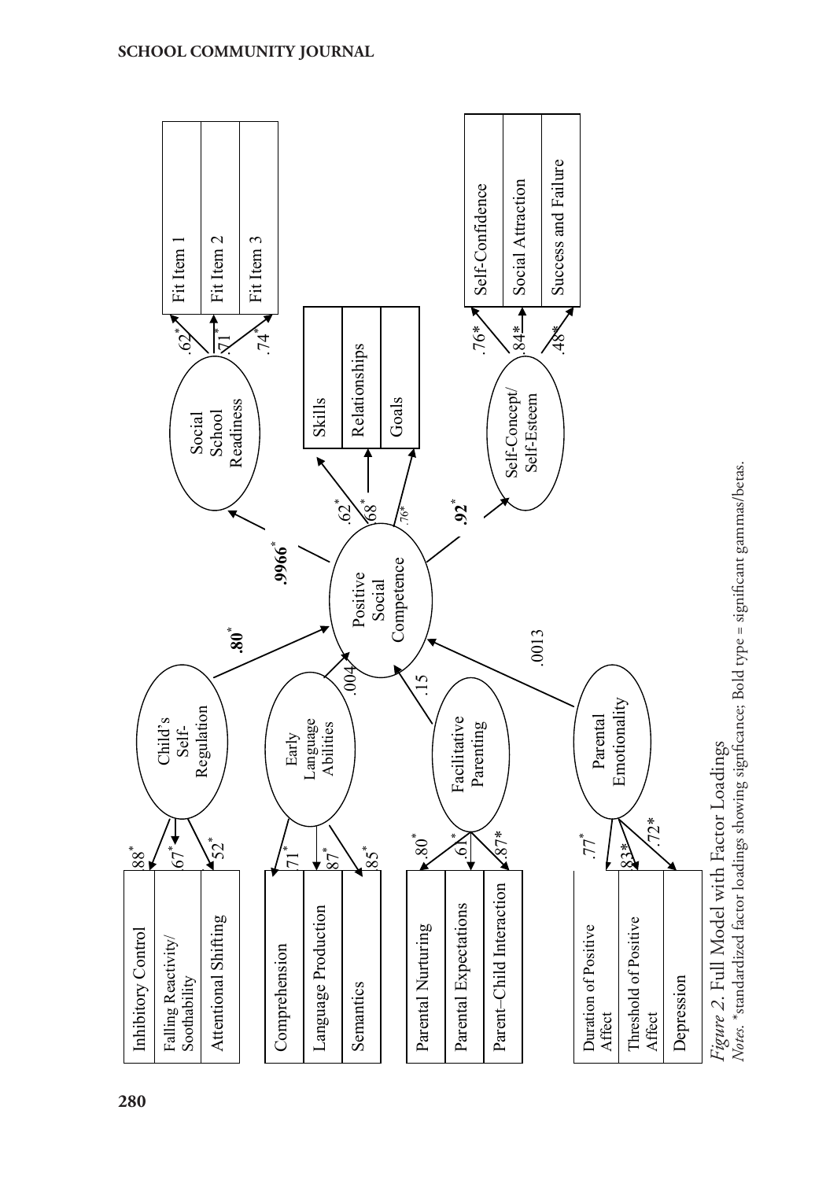*Figure 2*. Full Model with Factor Loadings

*Notes.* *standardized factor loadings showing signficance; Bold type = significant gammas/betas.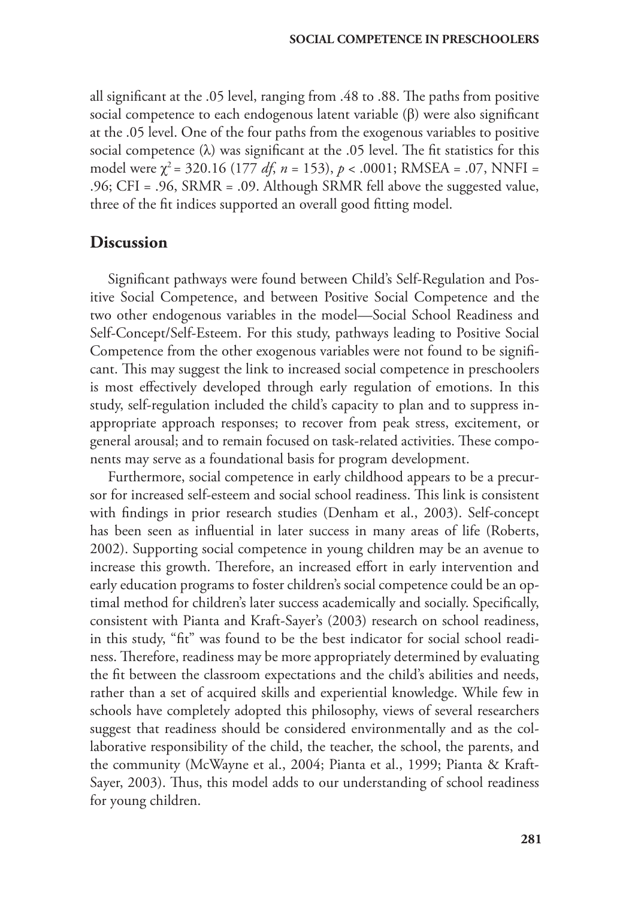all significant at the .05 level, ranging from .48 to .88. The paths from positive social competence to each endogenous latent variable (β) were also significant at the .05 level. One of the four paths from the exogenous variables to positive social competence (λ) was significant at the .05 level. The fit statistics for this model were $\chi^2 = 320.16$ (177 *df*, $n = 153$), $p < .0001$; RMSEA = .07, NNFI = .96; CFI = .96, SRMR = .09. Although SRMR fell above the suggested value, three of the fit indices supported an overall good fitting model.

## Discussion

Significant pathways were found between Child's Self-Regulation and Positive Social Competence, and between Positive Social Competence and the two other endogenous variables in the model—Social School Readiness and Self-Concept/Self-Esteem. For this study, pathways leading to Positive Social Competence from the other exogenous variables were not found to be significant. This may suggest the link to increased social competence in preschoolers is most effectively developed through early regulation of emotions. In this study, self-regulation included the child's capacity to plan and to suppress inappropriate approach responses; to recover from peak stress, excitement, or general arousal; and to remain focused on task-related activities. These components may serve as a foundational basis for program development.

Furthermore, social competence in early childhood appears to be a precursor for increased self-esteem and social school readiness. This link is consistent with findings in prior research studies (Denham et al., 2003). Self-concept has been seen as influential in later success in many areas of life (Roberts, 2002). Supporting social competence in young children may be an avenue to increase this growth. Therefore, an increased effort in early intervention and early education programs to foster children's social competence could be an optimal method for children's later success academically and socially. Specifically, consistent with Pianta and Kraft-Sayer's (2003) research on school readiness, in this study, "fit" was found to be the best indicator for social school readiness. Therefore, readiness may be more appropriately determined by evaluating the fit between the classroom expectations and the child's abilities and needs, rather than a set of acquired skills and experiential knowledge. While few in schools have completely adopted this philosophy, views of several researchers suggest that readiness should be considered environmentally and as the collaborative responsibility of the child, the teacher, the school, the parents, and the community (McWayne et al., 2004; Pianta et al., 1999; Pianta & Kraft-Sayer, 2003). Thus, this model adds to our understanding of school readiness for young children.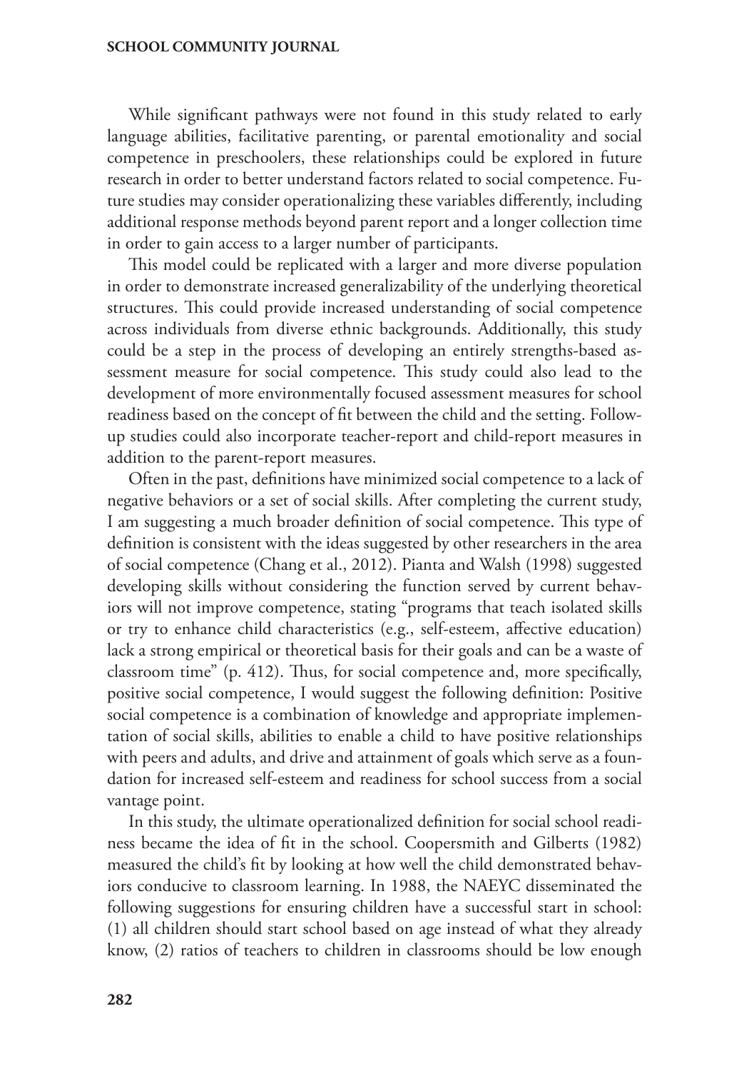While significant pathways were not found in this study related to early language abilities, facilitative parenting, or parental emotionality and social competence in preschoolers, these relationships could be explored in future research in order to better understand factors related to social competence. Future studies may consider operationalizing these variables differently, including additional response methods beyond parent report and a longer collection time in order to gain access to a larger number of participants.

This model could be replicated with a larger and more diverse population in order to demonstrate increased generalizability of the underlying theoretical structures. This could provide increased understanding of social competence across individuals from diverse ethnic backgrounds. Additionally, this study could be a step in the process of developing an entirely strengths-based assessment measure for social competence. This study could also lead to the development of more environmentally focused assessment measures for school readiness based on the concept of fit between the child and the setting. Follow-up studies could also incorporate teacher-report and child-report measures in addition to the parent-report measures.

Often in the past, definitions have minimized social competence to a lack of negative behaviors or a set of social skills. After completing the current study, I am suggesting a much broader definition of social competence. This type of definition is consistent with the ideas suggested by other researchers in the area of social competence (Chang et al., 2012). Pianta and Walsh (1998) suggested developing skills without considering the function served by current behaviors will not improve competence, stating "programs that teach isolated skills or try to enhance child characteristics (e.g., self-esteem, affective education) lack a strong empirical or theoretical basis for their goals and can be a waste of classroom time" (p. 412). Thus, for social competence and, more specifically, positive social competence, I would suggest the following definition: Positive social competence is a combination of knowledge and appropriate implementation of social skills, abilities to enable a child to have positive relationships with peers and adults, and drive and attainment of goals which serve as a foundation for increased self-esteem and readiness for school success from a social vantage point.

In this study, the ultimate operationalized definition for social school readiness became the idea of fit in the school. Coopersmith and Gilberts (1982) measured the child's fit by looking at how well the child demonstrated behaviors conducive to classroom learning. In 1988, the NAEYC disseminated the following suggestions for ensuring children have a successful start in school: (1) all children should start school based on age instead of what they already know, (2) ratios of teachers to children in classrooms should be low enough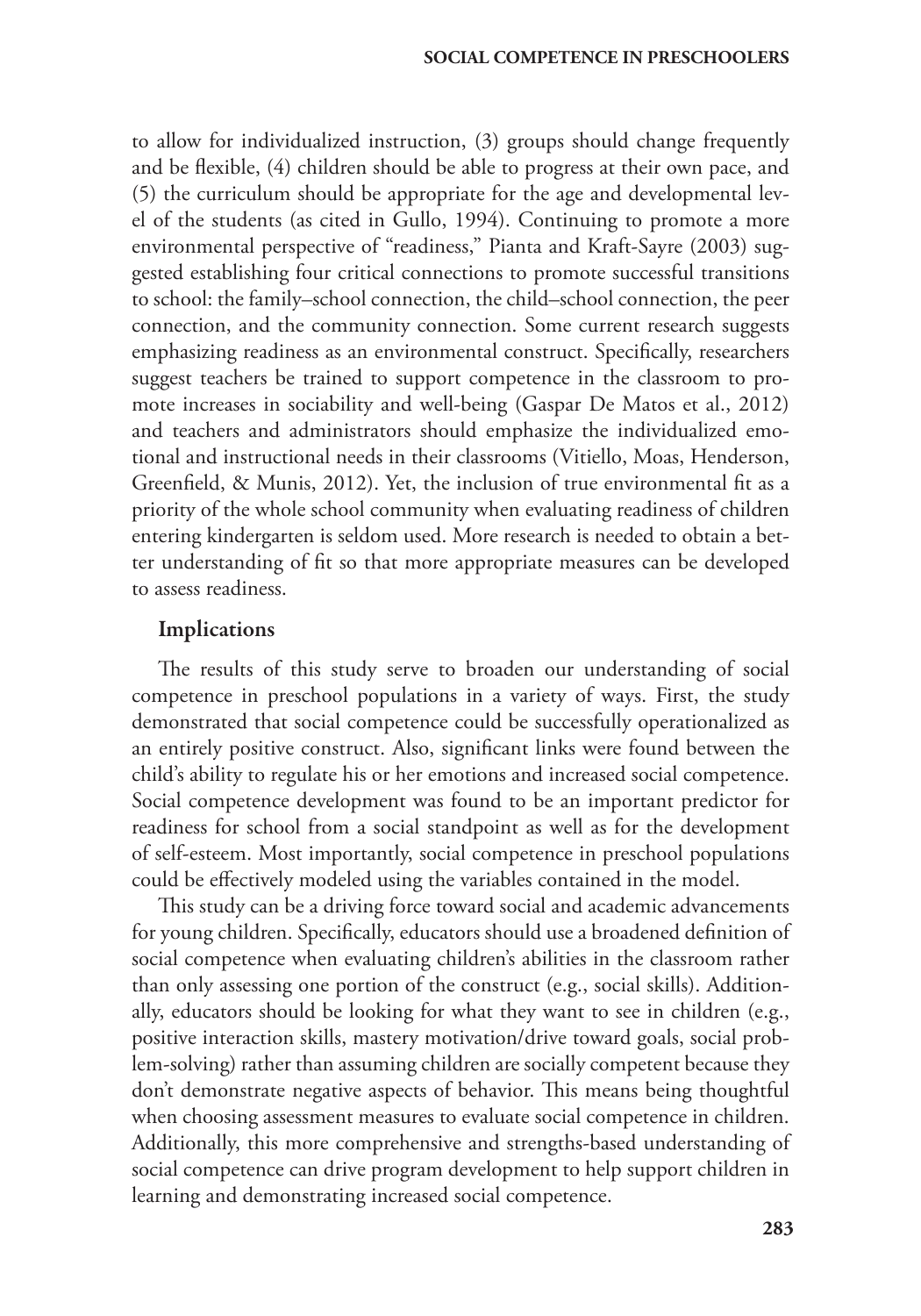to allow for individualized instruction, (3) groups should change frequently and be flexible, (4) children should be able to progress at their own pace, and (5) the curriculum should be appropriate for the age and developmental level of the students (as cited in Gullo, 1994). Continuing to promote a more environmental perspective of "readiness," Pianta and Kraft-Sayre (2003) suggested establishing four critical connections to promote successful transitions to school: the family–school connection, the child–school connection, the peer connection, and the community connection. Some current research suggests emphasizing readiness as an environmental construct. Specifically, researchers suggest teachers be trained to support competence in the classroom to promote increases in sociability and well-being (Gaspar De Matos et al., 2012) and teachers and administrators should emphasize the individualized emotional and instructional needs in their classrooms (Vitiello, Moas, Henderson, Greenfield, & Munis, 2012). Yet, the inclusion of true environmental fit as a priority of the whole school community when evaluating readiness of children entering kindergarten is seldom used. More research is needed to obtain a better understanding of fit so that more appropriate measures can be developed to assess readiness.

### Implications

The results of this study serve to broaden our understanding of social competence in preschool populations in a variety of ways. First, the study demonstrated that social competence could be successfully operationalized as an entirely positive construct. Also, significant links were found between the child's ability to regulate his or her emotions and increased social competence. Social competence development was found to be an important predictor for readiness for school from a social standpoint as well as for the development of self-esteem. Most importantly, social competence in preschool populations could be effectively modeled using the variables contained in the model.

This study can be a driving force toward social and academic advancements for young children. Specifically, educators should use a broadened definition of social competence when evaluating children's abilities in the classroom rather than only assessing one portion of the construct (e.g., social skills). Additionally, educators should be looking for what they want to see in children (e.g., positive interaction skills, mastery motivation/drive toward goals, social problem-solving) rather than assuming children are socially competent because they don't demonstrate negative aspects of behavior. This means being thoughtful when choosing assessment measures to evaluate social competence in children. Additionally, this more comprehensive and strengths-based understanding of social competence can drive program development to help support children in learning and demonstrating increased social competence.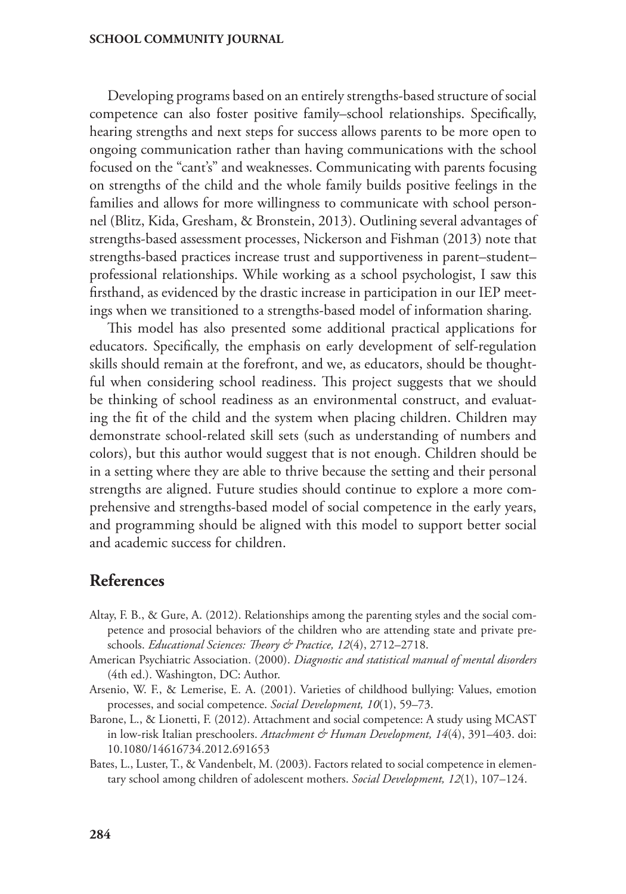Developing programs based on an entirely strengths-based structure of social competence can also foster positive family–school relationships. Specifically, hearing strengths and next steps for success allows parents to be more open to ongoing communication rather than having communications with the school focused on the "cant's" and weaknesses. Communicating with parents focusing on strengths of the child and the whole family builds positive feelings in the families and allows for more willingness to communicate with school personnel (Blitz, Kida, Gresham, & Bronstein, 2013). Outlining several advantages of strengths-based assessment processes, Nickerson and Fishman (2013) note that strengths-based practices increase trust and supportiveness in parent–student–professional relationships. While working as a school psychologist, I saw this firsthand, as evidenced by the drastic increase in participation in our IEP meetings when we transitioned to a strengths-based model of information sharing.

This model has also presented some additional practical applications for educators. Specifically, the emphasis on early development of self-regulation skills should remain at the forefront, and we, as educators, should be thoughtful when considering school readiness. This project suggests that we should be thinking of school readiness as an environmental construct, and evaluating the fit of the child and the system when placing children. Children may demonstrate school-related skill sets (such as understanding of numbers and colors), but this author would suggest that is not enough. Children should be in a setting where they are able to thrive because the setting and their personal strengths are aligned. Future studies should continue to explore a more comprehensive and strengths-based model of social competence in the early years, and programming should be aligned with this model to support better social and academic success for children.

## References

Altay, F. B., & Gure, A. (2012). Relationships among the parenting styles and the social competence and prosocial behaviors of the children who are attending state and private preschools. *Educational Sciences: Theory & Practice, 12*(4), 2712–2718.

American Psychiatric Association. (2000). *Diagnostic and statistical manual of mental disorders* (4th ed.). Washington, DC: Author.

Arsenio, W. F., & Lemerise, E. A. (2001). Varieties of childhood bullying: Values, emotion processes, and social competence. *Social Development, 10*(1), 59–73.

Barone, L., & Lionetti, F. (2012). Attachment and social competence: A study using MCAST in low-risk Italian preschoolers. *Attachment & Human Development, 14*(4), 391–403. doi: 10.1080/14616734.2012.691653

Bates, L., Luster, T., & Vandenbelt, M. (2003). Factors related to social competence in elementary school among children of adolescent mothers. *Social Development, 12*(1), 107–124.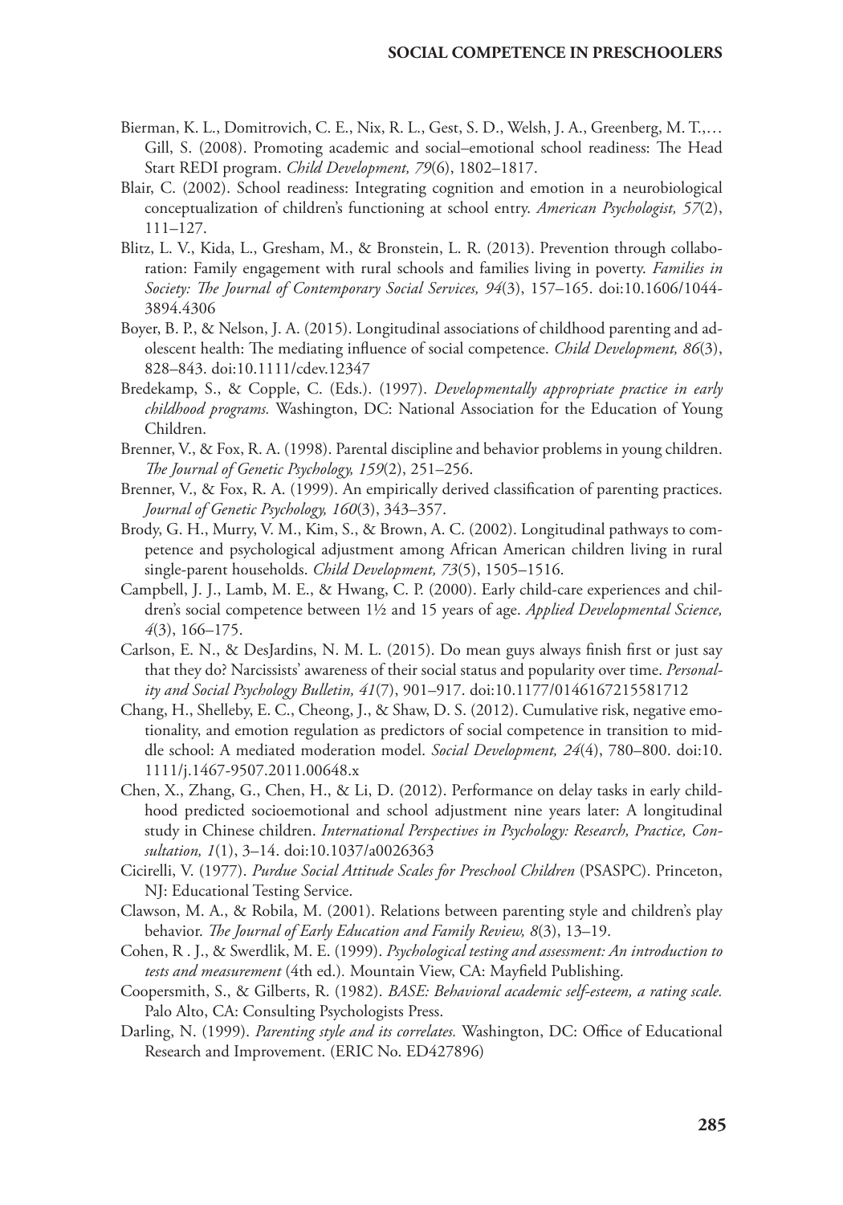Bierman, K. L., Domitrovich, C. E., Nix, R. L., Gest, S. D., Welsh, J. A., Greenberg, M. T.,… Gill, S. (2008). Promoting academic and social–emotional school readiness: The Head Start REDI program. *Child Development, 79*(6), 1802–1817.

Blair, C. (2002). School readiness: Integrating cognition and emotion in a neurobiological conceptualization of children's functioning at school entry. *American Psychologist, 57*(2), 111–127.

Blitz, L. V., Kida, L., Gresham, M., & Bronstein, L. R. (2013). Prevention through collaboration: Family engagement with rural schools and families living in poverty. *Families in Society: The Journal of Contemporary Social Services, 94*(3), 157–165. doi:10.1606/1044-3894.4306

Boyer, B. P., & Nelson, J. A. (2015). Longitudinal associations of childhood parenting and adolescent health: The mediating influence of social competence. *Child Development, 86*(3), 828–843. doi:10.1111/cdev.12347

Bredekamp, S., & Copple, C. (Eds.). (1997). *Developmentally appropriate practice in early childhood programs.* Washington, DC: National Association for the Education of Young Children.

Brenner, V., & Fox, R. A. (1998). Parental discipline and behavior problems in young children. *The Journal of Genetic Psychology, 159*(2), 251–256.

Brenner, V., & Fox, R. A. (1999). An empirically derived classification of parenting practices. *Journal of Genetic Psychology, 160*(3), 343–357.

Brody, G. H., Murry, V. M., Kim, S., & Brown, A. C. (2002). Longitudinal pathways to competence and psychological adjustment among African American children living in rural single-parent households. *Child Development, 73*(5), 1505–1516.

Campbell, J. J., Lamb, M. E., & Hwang, C. P. (2000). Early child-care experiences and children's social competence between 1½ and 15 years of age. *Applied Developmental Science, 4*(3), 166–175.

Carlson, E. N., & DesJardins, N. M. L. (2015). Do mean guys always finish first or just say that they do? Narcissists' awareness of their social status and popularity over time. *Personality and Social Psychology Bulletin, 41*(7), 901–917. doi:10.1177/0146167215581712

Chang, H., Shelleby, E. C., Cheong, J., & Shaw, D. S. (2012). Cumulative risk, negative emotionality, and emotion regulation as predictors of social competence in transition to middle school: A mediated moderation model. *Social Development, 24*(4), 780–800. doi:10.1111/j.1467-9507.2011.00648.x

Chen, X., Zhang, G., Chen, H., & Li, D. (2012). Performance on delay tasks in early childhood predicted socioemotional and school adjustment nine years later: A longitudinal study in Chinese children. *International Perspectives in Psychology: Research, Practice, Consultation, 1*(1), 3–14. doi:10.1037/a0026363

Cicirelli, V. (1977). *Purdue Social Attitude Scales for Preschool Children* (PSASPC). Princeton, NJ: Educational Testing Service.

Clawson, M. A., & Robila, M. (2001). Relations between parenting style and children's play behavior. *The Journal of Early Education and Family Review, 8*(3), 13–19.

Cohen, R . J., & Swerdlik, M. E. (1999). *Psychological testing and assessment: An introduction to tests and measurement* (4th ed.)*.* Mountain View, CA: Mayfield Publishing.

Coopersmith, S., & Gilberts, R. (1982). *BASE: Behavioral academic self-esteem, a rating scale.* Palo Alto, CA: Consulting Psychologists Press.

Darling, N. (1999). *Parenting style and its correlates.* Washington, DC: Office of Educational Research and Improvement. (ERIC No. ED427896)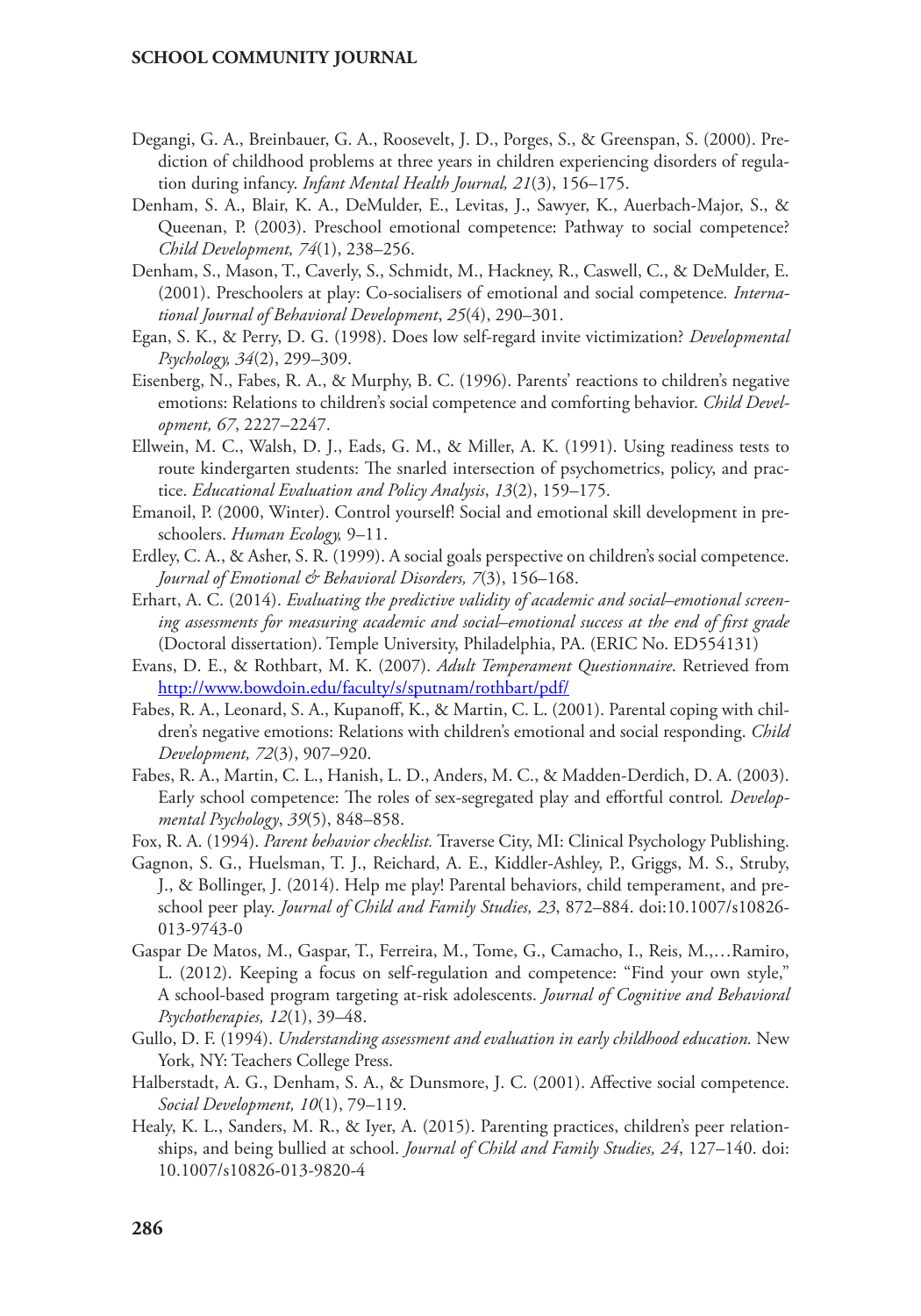Degangi, G. A., Breinbauer, G. A., Roosevelt, J. D., Porges, S., & Greenspan, S. (2000). Prediction of childhood problems at three years in children experiencing disorders of regulation during infancy. *Infant Mental Health Journal, 21*(3), 156–175.

Denham, S. A., Blair, K. A., DeMulder, E., Levitas, J., Sawyer, K., Auerbach-Major, S., & Queenan, P. (2003). Preschool emotional competence: Pathway to social competence? *Child Development, 74*(1), 238–256.

Denham, S., Mason, T., Caverly, S., Schmidt, M., Hackney, R., Caswell, C., & DeMulder, E. (2001). Preschoolers at play: Co-socialisers of emotional and social competence. *International Journal of Behavioral Development*, *25*(4), 290–301.

Egan, S. K., & Perry, D. G. (1998). Does low self-regard invite victimization? *Developmental Psychology, 34*(2), 299–309.

Eisenberg, N., Fabes, R. A., & Murphy, B. C. (1996). Parents' reactions to children's negative emotions: Relations to children's social competence and comforting behavior. *Child Development, 67*, 2227–2247.

Ellwein, M. C., Walsh, D. J., Eads, G. M., & Miller, A. K. (1991). Using readiness tests to route kindergarten students: The snarled intersection of psychometrics, policy, and practice. *Educational Evaluation and Policy Analysis*, *13*(2), 159–175.

Emanoil, P. (2000, Winter). Control yourself! Social and emotional skill development in preschoolers. *Human Ecology,* 9–11.

Erdley, C. A., & Asher, S. R. (1999). A social goals perspective on children's social competence. *Journal of Emotional & Behavioral Disorders, 7*(3), 156–168.

Erhart, A. C. (2014). *Evaluating the predictive validity of academic and social–emotional screening assessments for measuring academic and social–emotional success at the end of first grade* (Doctoral dissertation). Temple University, Philadelphia, PA. (ERIC No. ED554131)

Evans, D. E., & Rothbart, M. K. (2007). *Adult Temperament Questionnaire*. Retrieved from http://www.bowdoin.edu/faculty/s/sputnam/rothbart/pdf/

Fabes, R. A., Leonard, S. A., Kupanoff, K., & Martin, C. L. (2001). Parental coping with children's negative emotions: Relations with children's emotional and social responding. *Child Development, 72*(3), 907–920.

Fabes, R. A., Martin, C. L., Hanish, L. D., Anders, M. C., & Madden-Derdich, D. A. (2003). Early school competence: The roles of sex-segregated play and effortful control. *Developmental Psychology*, *39*(5), 848–858.

Fox, R. A. (1994). *Parent behavior checklist.* Traverse City, MI: Clinical Psychology Publishing.

Gagnon, S. G., Huelsman, T. J., Reichard, A. E., Kiddler-Ashley, P., Griggs, M. S., Struby, J., & Bollinger, J. (2014). Help me play! Parental behaviors, child temperament, and preschool peer play. *Journal of Child and Family Studies, 23*, 872–884. doi:10.1007/s10826-013-9743-0

Gaspar De Matos, M., Gaspar, T., Ferreira, M., Tome, G., Camacho, I., Reis, M.,…Ramiro, L. (2012). Keeping a focus on self-regulation and competence: "Find your own style," A school-based program targeting at-risk adolescents. *Journal of Cognitive and Behavioral Psychotherapies, 12*(1), 39–48.

Gullo, D. F. (1994). *Understanding assessment and evaluation in early childhood education.* New York, NY: Teachers College Press.

Halberstadt, A. G., Denham, S. A., & Dunsmore, J. C. (2001). Affective social competence. *Social Development, 10*(1), 79–119.

Healy, K. L., Sanders, M. R., & Iyer, A. (2015). Parenting practices, children's peer relationships, and being bullied at school. *Journal of Child and Family Studies, 24*, 127–140. doi: 10.1007/s10826-013-9820-4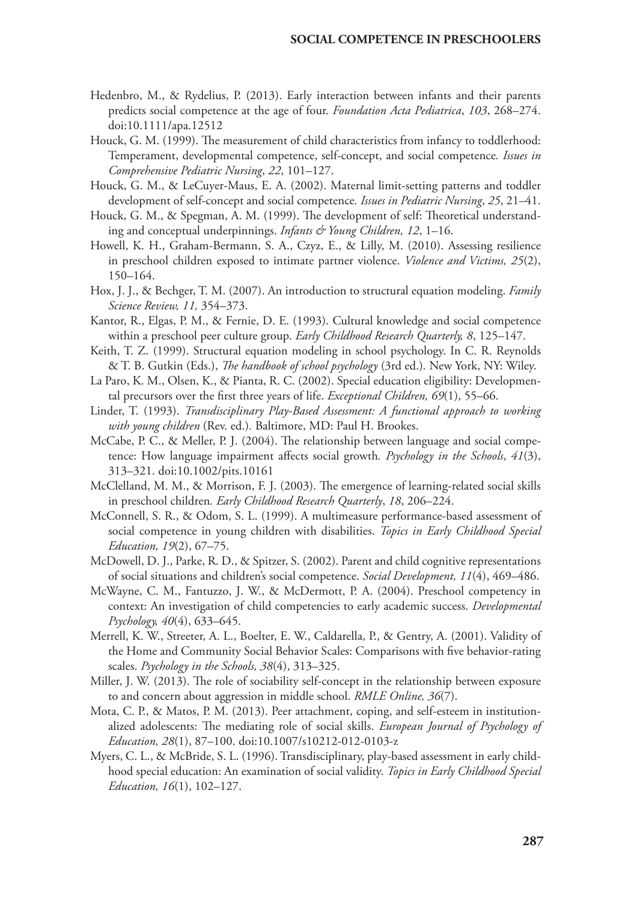Hedenbro, M., & Rydelius, P. (2013). Early interaction between infants and their parents predicts social competence at the age of four. *Foundation Acta Pediatrica*, *103*, 268–274. doi:10.1111/apa.12512

Houck, G. M. (1999). The measurement of child characteristics from infancy to toddlerhood: Temperament, developmental competence, self-concept, and social competence. *Issues in Comprehensive Pediatric Nursing*, *22*, 101–127.

Houck, G. M., & LeCuyer-Maus, E. A. (2002). Maternal limit-setting patterns and toddler development of self-concept and social competence. *Issues in Pediatric Nursing*, *25*, 21–41.

Houck, G. M., & Spegman, A. M. (1999). The development of self: Theoretical understanding and conceptual underpinnings. *Infants & Young Children, 12*, 1–16.

Howell, K. H., Graham-Bermann, S. A., Czyz, E., & Lilly, M. (2010). Assessing resilience in preschool children exposed to intimate partner violence. *Violence and Victims, 25*(2), 150–164.

Hox, J. J., & Bechger, T. M. (2007). An introduction to structural equation modeling. *Family Science Review, 11,* 354–373.

Kantor, R., Elgas, P. M., & Fernie, D. E. (1993). Cultural knowledge and social competence within a preschool peer culture group. *Early Childhood Research Quarterly, 8*, 125–147.

Keith, T. Z. (1999). Structural equation modeling in school psychology. In C. R. Reynolds & T. B. Gutkin (Eds.), *The handbook of school psychology* (3rd ed.)*.* New York, NY: Wiley.

La Paro, K. M., Olsen, K., & Pianta, R. C. (2002). Special education eligibility: Developmental precursors over the first three years of life. *Exceptional Children, 69*(1), 55–66.

Linder, T. (1993). *Transdisciplinary Play-Based Assessment: A functional approach to working with young children* (Rev. ed.). Baltimore, MD: Paul H. Brookes.

McCabe, P. C., & Meller, P. J. (2004). The relationship between language and social competence: How language impairment affects social growth*. Psychology in the Schools*, *41*(3), 313–321. doi:10.1002/pits.10161

McClelland, M. M., & Morrison, F. J. (2003). The emergence of learning-related social skills in preschool children*. Early Childhood Research Quarterly*, *18*, 206–224.

McConnell, S. R., & Odom, S. L. (1999). A multimeasure performance-based assessment of social competence in young children with disabilities. *Topics in Early Childhood Special Education, 19*(2), 67–75.

McDowell, D. J., Parke, R. D., & Spitzer, S. (2002). Parent and child cognitive representations of social situations and children's social competence. *Social Development, 11*(4), 469–486.

McWayne, C. M., Fantuzzo, J. W., & McDermott, P. A. (2004). Preschool competency in context: An investigation of child competencies to early academic success. *Developmental Psychology, 40*(4), 633–645.

Merrell, K. W., Streeter, A. L., Boelter, E. W., Caldarella, P., & Gentry, A. (2001). Validity of the Home and Community Social Behavior Scales: Comparisons with five behavior-rating scales. *Psychology in the Schools, 38*(4), 313–325.

Miller, J. W. (2013). The role of sociability self-concept in the relationship between exposure to and concern about aggression in middle school. *RMLE Online, 36*(7).

Mota, C. P., & Matos, P. M. (2013). Peer attachment, coping, and self-esteem in institutionalized adolescents: The mediating role of social skills. *European Journal of Psychology of Education, 28*(1), 87–100. doi:10.1007/s10212-012-0103-z

Myers, C. L., & McBride, S. L. (1996). Transdisciplinary, play-based assessment in early childhood special education: An examination of social validity. *Topics in Early Childhood Special Education, 16*(1), 102–127.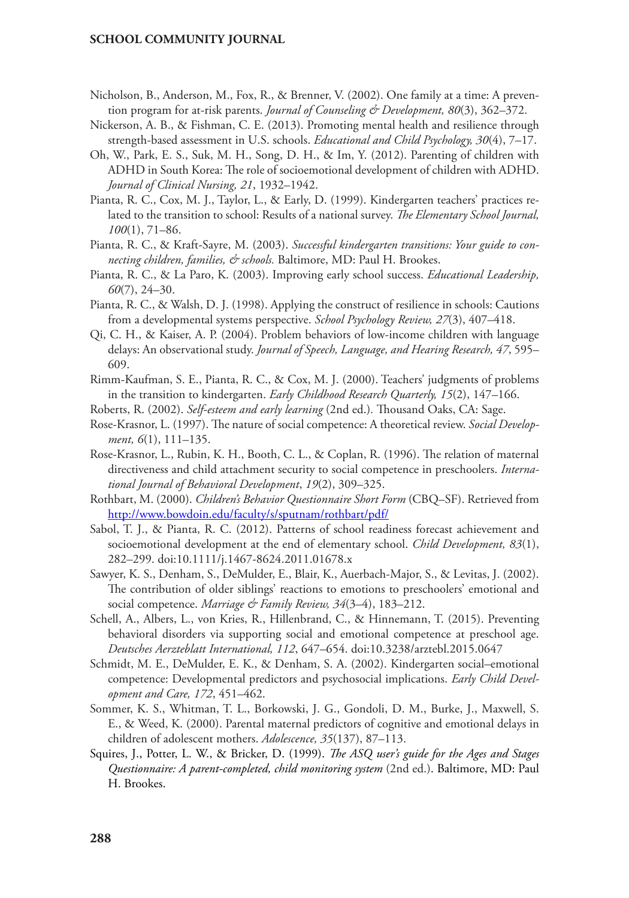Nicholson, B., Anderson, M., Fox, R., & Brenner, V. (2002). One family at a time: A prevention program for at-risk parents. *Journal of Counseling & Development, 80*(3), 362–372.

Nickerson, A. B., & Fishman, C. E. (2013). Promoting mental health and resilience through strength-based assessment in U.S. schools. *Educational and Child Psychology, 30*(4), 7–17.

Oh, W., Park, E. S., Suk, M. H., Song, D. H., & Im, Y. (2012). Parenting of children with ADHD in South Korea: The role of socioemotional development of children with ADHD. *Journal of Clinical Nursing, 21*, 1932–1942.

Pianta, R. C., Cox, M. J., Taylor, L., & Early, D. (1999). Kindergarten teachers' practices related to the transition to school: Results of a national survey. *The Elementary School Journal, 100*(1), 71–86.

Pianta, R. C., & Kraft-Sayre, M. (2003). *Successful kindergarten transitions: Your guide to connecting children, families, & schools.* Baltimore, MD: Paul H. Brookes.

Pianta, R. C., & La Paro, K. (2003). Improving early school success. *Educational Leadership, 60*(7), 24–30.

Pianta, R. C., & Walsh, D. J. (1998). Applying the construct of resilience in schools: Cautions from a developmental systems perspective. *School Psychology Review, 27*(3), 407–418.

Qi, C. H., & Kaiser, A. P. (2004). Problem behaviors of low-income children with language delays: An observational study. *Journal of Speech, Language, and Hearing Research, 47*, 595–609.

Rimm-Kaufman, S. E., Pianta, R. C., & Cox, M. J. (2000). Teachers' judgments of problems in the transition to kindergarten. *Early Childhood Research Quarterly, 15*(2), 147–166.

Roberts, R. (2002). *Self-esteem and early learning* (2nd ed.)*.* Thousand Oaks, CA: Sage.

Rose-Krasnor, L. (1997). The nature of social competence: A theoretical review. *Social Development, 6*(1), 111–135.

Rose-Krasnor, L., Rubin, K. H., Booth, C. L., & Coplan, R. (1996). The relation of maternal directiveness and child attachment security to social competence in preschoolers. *International Journal of Behavioral Development*, *19*(2), 309–325.

Rothbart, M. (2000). *Children's Behavior Questionnaire Short Form* (CBQ–SF). Retrieved from http://www.bowdoin.edu/faculty/s/sputnam/rothbart/pdf/

Sabol, T. J., & Pianta, R. C. (2012). Patterns of school readiness forecast achievement and socioemotional development at the end of elementary school. *Child Development, 83*(1), 282–299. doi:10.1111/j.1467-8624.2011.01678.x

Sawyer, K. S., Denham, S., DeMulder, E., Blair, K., Auerbach-Major, S., & Levitas, J. (2002). The contribution of older siblings' reactions to emotions to preschoolers' emotional and social competence. *Marriage & Family Review, 34*(3–4), 183–212.

Schell, A., Albers, L., von Kries, R., Hillenbrand, C., & Hinnemann, T. (2015). Preventing behavioral disorders via supporting social and emotional competence at preschool age. *Deutsches Aerzteblatt International, 112*, 647–654. doi:10.3238/arztebl.2015.0647

Schmidt, M. E., DeMulder, E. K., & Denham, S. A. (2002). Kindergarten social–emotional competence: Developmental predictors and psychosocial implications. *Early Child Development and Care, 172*, 451–462.

Sommer, K. S., Whitman, T. L., Borkowski, J. G., Gondoli, D. M., Burke, J., Maxwell, S. E., & Weed, K. (2000). Parental maternal predictors of cognitive and emotional delays in children of adolescent mothers. *Adolescence, 35*(137), 87–113.

Squires, J., Potter, L. W., & Bricker, D. (1999). *The ASQ user's guide for the Ages and Stages Questionnaire: A parent-completed, child monitoring system* (2nd ed.). Baltimore, MD: Paul H. Brookes.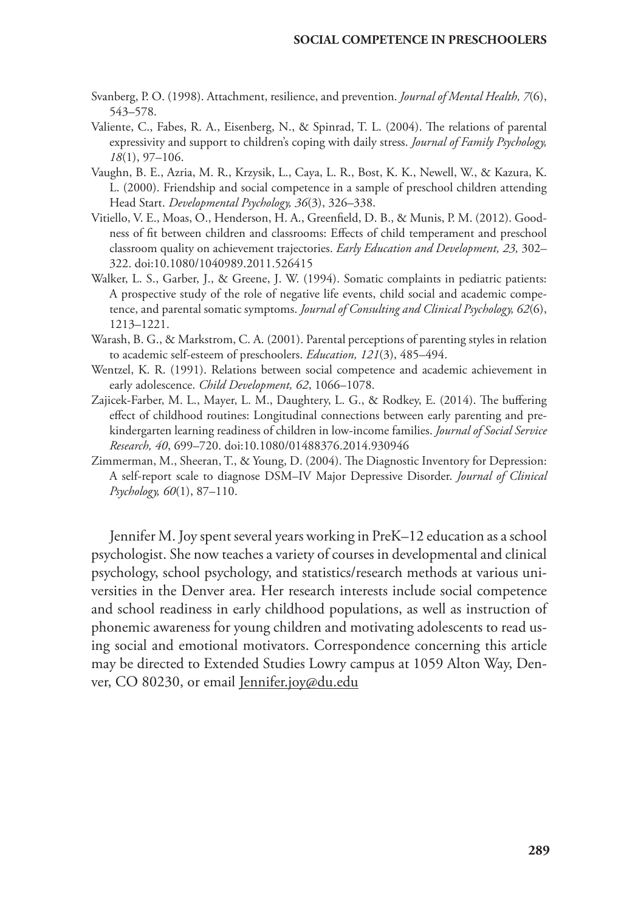Svanberg, P. O. (1998). Attachment, resilience, and prevention. *Journal of Mental Health, 7*(6), 543–578.

Valiente, C., Fabes, R. A., Eisenberg, N., & Spinrad, T. L. (2004). The relations of parental expressivity and support to children's coping with daily stress. *Journal of Family Psychology, 18*(1), 97–106.

Vaughn, B. E., Azria, M. R., Krzysik, L., Caya, L. R., Bost, K. K., Newell, W., & Kazura, K. L. (2000). Friendship and social competence in a sample of preschool children attending Head Start. *Developmental Psychology, 36*(3), 326–338.

Vitiello, V. E., Moas, O., Henderson, H. A., Greenfield, D. B., & Munis, P. M. (2012). Goodness of fit between children and classrooms: Effects of child temperament and preschool classroom quality on achievement trajectories. *Early Education and Development, 23,* 302–322. doi:10.1080/1040989.2011.526415

Walker, L. S., Garber, J., & Greene, J. W. (1994). Somatic complaints in pediatric patients: A prospective study of the role of negative life events, child social and academic competence, and parental somatic symptoms. *Journal of Consulting and Clinical Psychology, 62*(6), 1213–1221.

Warash, B. G., & Markstrom, C. A. (2001). Parental perceptions of parenting styles in relation to academic self-esteem of preschoolers. *Education, 121*(3), 485–494.

Wentzel, K. R. (1991). Relations between social competence and academic achievement in early adolescence. *Child Development, 62*, 1066–1078.

Zajicek-Farber, M. L., Mayer, L. M., Daughtery, L. G., & Rodkey, E. (2014). The buffering effect of childhood routines: Longitudinal connections between early parenting and prekindergarten learning readiness of children in low-income families. *Journal of Social Service Research, 40*, 699–720. doi:10.1080/01488376.2014.930946

Zimmerman, M., Sheeran, T., & Young, D. (2004). The Diagnostic Inventory for Depression: A self-report scale to diagnose DSM–IV Major Depressive Disorder. *Journal of Clinical Psychology, 60*(1), 87–110.

Jennifer M. Joy spent several years working in PreK–12 education as a school psychologist. She now teaches a variety of courses in developmental and clinical psychology, school psychology, and statistics/research methods at various universities in the Denver area. Her research interests include social competence and school readiness in early childhood populations, as well as instruction of phonemic awareness for young children and motivating adolescents to read using social and emotional motivators. Correspondence concerning this article may be directed to Extended Studies Lowry campus at 1059 Alton Way, Denver, CO 80230, or email Jennifer.joy@du.edu